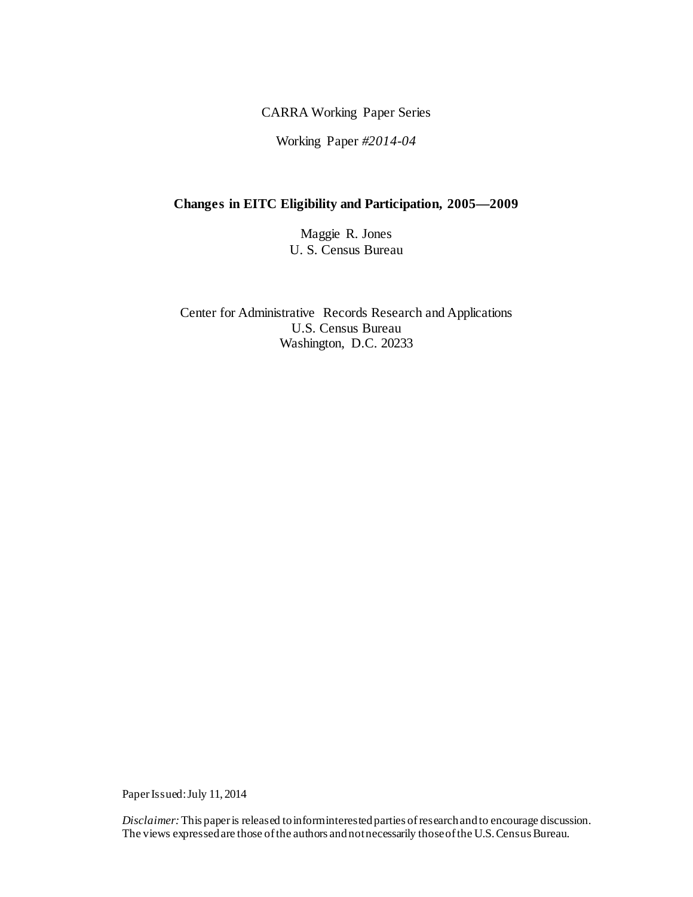CARRA Working Paper Series

Working Paper *#2014-04*

# Changes in EITC Eligibility and Participation, 2005—2009

Maggie R. Jones
U. S. Census Bureau

Center for Administrative Records Research and Applications
U.S. Census Bureau
Washington, D.C. 20233

Paper Issued: July 11, 2014

*Disclaimer:* This paper is released to inform interested parties of research and to encourage discussion. The views expressed are those of the authors and not necessarily those of the U.S. Census Bureau.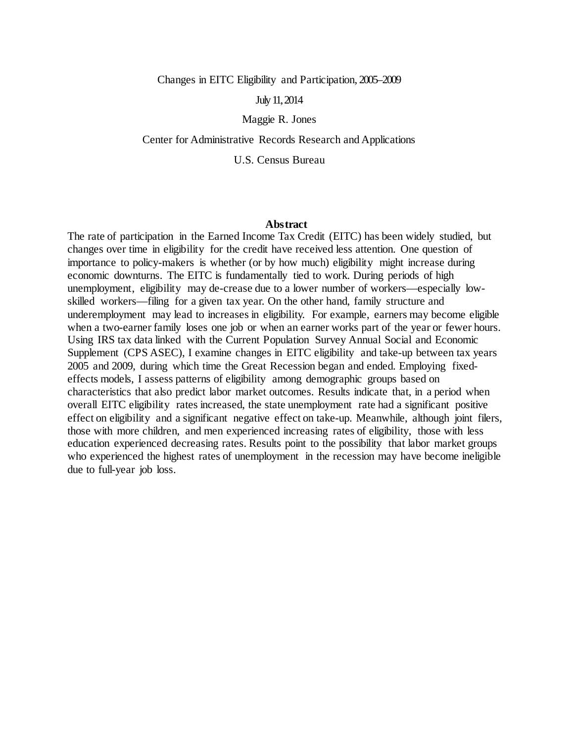Changes in EITC Eligibility and Participation, 2005–2009

July 11, 2014

Maggie R. Jones

Center for Administrative Records Research and Applications

U.S. Census Bureau

**Abstract**

The rate of participation in the Earned Income Tax Credit (EITC) has been widely studied, but changes over time in eligibility for the credit have received less attention. One question of importance to policy-makers is whether (or by how much) eligibility might increase during economic downturns. The EITC is fundamentally tied to work. During periods of high unemployment, eligibility may de-crease due to a lower number of workers—especially low-skilled workers—filing for a given tax year. On the other hand, family structure and underemployment may lead to increases in eligibility. For example, earners may become eligible when a two-earner family loses one job or when an earner works part of the year or fewer hours. Using IRS tax data linked with the Current Population Survey Annual Social and Economic Supplement (CPS ASEC), I examine changes in EITC eligibility and take-up between tax years 2005 and 2009, during which time the Great Recession began and ended. Employing fixed-effects models, I assess patterns of eligibility among demographic groups based on characteristics that also predict labor market outcomes. Results indicate that, in a period when overall EITC eligibility rates increased, the state unemployment rate had a significant positive effect on eligibility and a significant negative effect on take-up. Meanwhile, although joint filers, those with more children, and men experienced increasing rates of eligibility, those with less education experienced decreasing rates. Results point to the possibility that labor market groups who experienced the highest rates of unemployment in the recession may have become ineligible due to full-year job loss.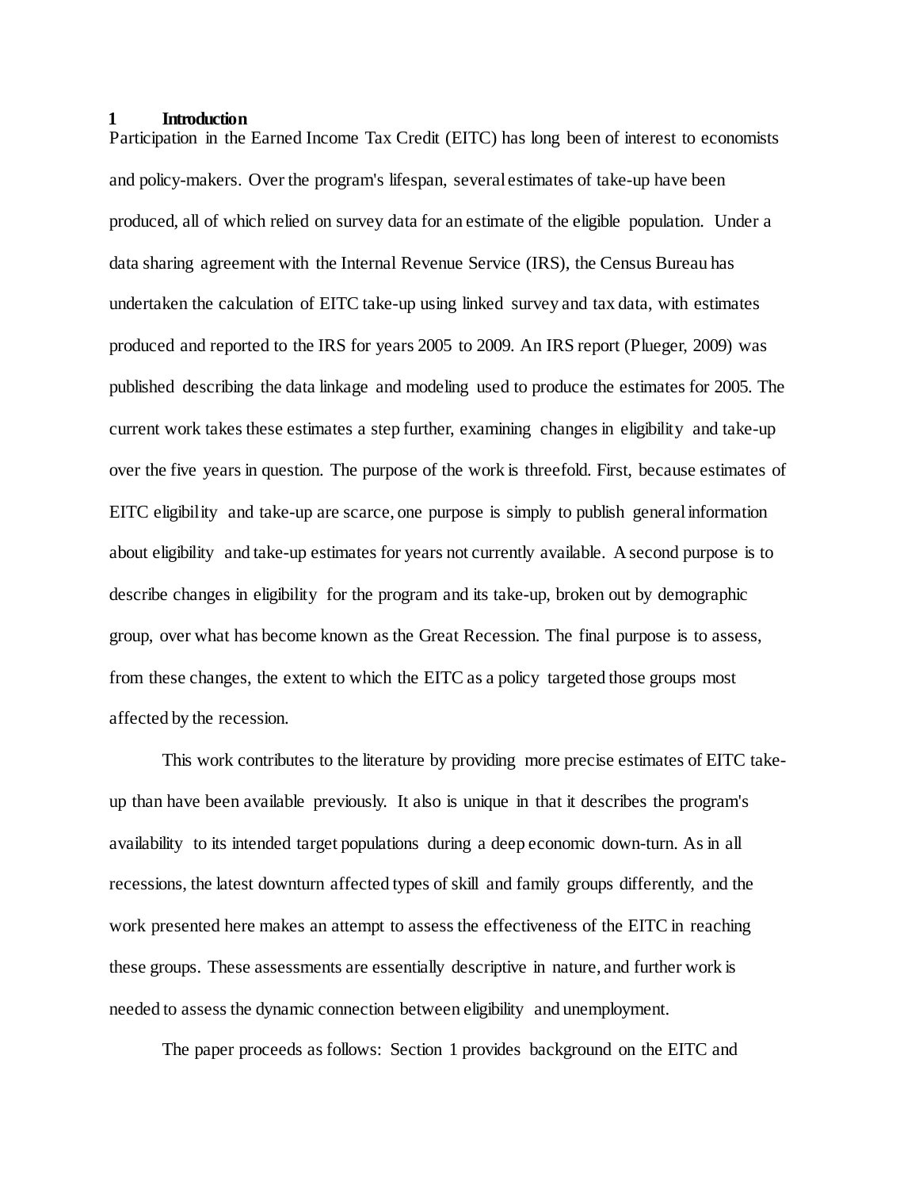# 1 Introduction

Participation in the Earned Income Tax Credit (EITC) has long been of interest to economists and policy-makers. Over the program's lifespan, several estimates of take-up have been produced, all of which relied on survey data for an estimate of the eligible population. Under a data sharing agreement with the Internal Revenue Service (IRS), the Census Bureau has undertaken the calculation of EITC take-up using linked survey and tax data, with estimates produced and reported to the IRS for years 2005 to 2009. An IRS report (Plueger, 2009) was published describing the data linkage and modeling used to produce the estimates for 2005. The current work takes these estimates a step further, examining changes in eligibility and take-up over the five years in question. The purpose of the work is threefold. First, because estimates of EITC eligibility and take-up are scarce, one purpose is simply to publish general information about eligibility and take-up estimates for years not currently available. A second purpose is to describe changes in eligibility for the program and its take-up, broken out by demographic group, over what has become known as the Great Recession. The final purpose is to assess, from these changes, the extent to which the EITC as a policy targeted those groups most affected by the recession.

This work contributes to the literature by providing more precise estimates of EITC take-up than have been available previously. It also is unique in that it describes the program's availability to its intended target populations during a deep economic down-turn. As in all recessions, the latest downturn affected types of skill and family groups differently, and the work presented here makes an attempt to assess the effectiveness of the EITC in reaching these groups. These assessments are essentially descriptive in nature, and further work is needed to assess the dynamic connection between eligibility and unemployment.

The paper proceeds as follows: Section 1 provides background on the EITC and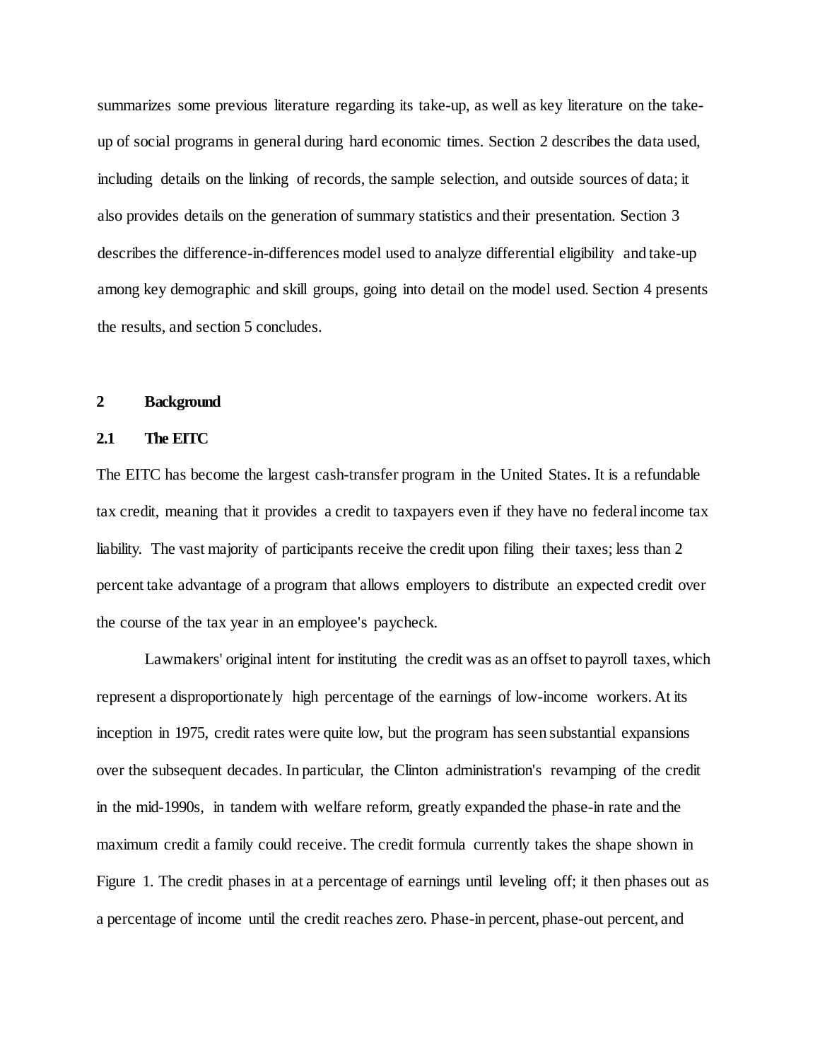summarizes some previous literature regarding its take-up, as well as key literature on the take-up of social programs in general during hard economic times. Section 2 describes the data used, including details on the linking of records, the sample selection, and outside sources of data; it also provides details on the generation of summary statistics and their presentation. Section 3 describes the difference-in-differences model used to analyze differential eligibility and take-up among key demographic and skill groups, going into detail on the model used. Section 4 presents the results, and section 5 concludes.

## 2 Background

### 2.1 The EITC

The EITC has become the largest cash-transfer program in the United States. It is a refundable tax credit, meaning that it provides a credit to taxpayers even if they have no federal income tax liability. The vast majority of participants receive the credit upon filing their taxes; less than 2 percent take advantage of a program that allows employers to distribute an expected credit over the course of the tax year in an employee's paycheck.

Lawmakers' original intent for instituting the credit was as an offset to payroll taxes, which represent a disproportionately high percentage of the earnings of low-income workers. At its inception in 1975, credit rates were quite low, but the program has seen substantial expansions over the subsequent decades. In particular, the Clinton administration's revamping of the credit in the mid-1990s, in tandem with welfare reform, greatly expanded the phase-in rate and the maximum credit a family could receive. The credit formula currently takes the shape shown in Figure 1. The credit phases in at a percentage of earnings until leveling off; it then phases out as a percentage of income until the credit reaches zero. Phase-in percent, phase-out percent, and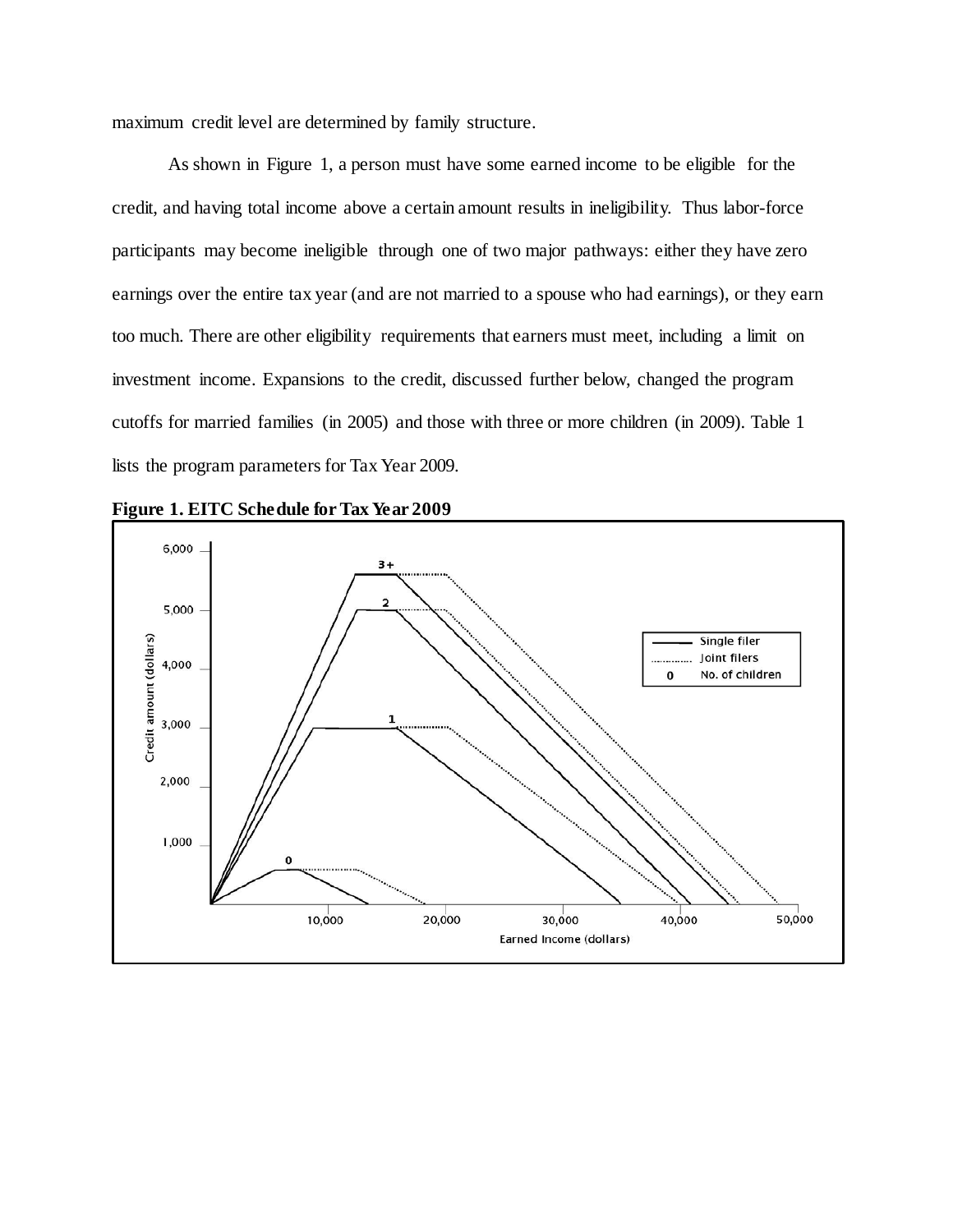maximum credit level are determined by family structure.

As shown in Figure 1, a person must have some earned income to be eligible for the credit, and having total income above a certain amount results in ineligibility. Thus labor-force participants may become ineligible through one of two major pathways: either they have zero earnings over the entire tax year (and are not married to a spouse who had earnings), or they earn too much. There are other eligibility requirements that earners must meet, including a limit on investment income. Expansions to the credit, discussed further below, changed the program cutoffs for married families (in 2005) and those with three or more children (in 2009). Table 1 lists the program parameters for Tax Year 2009.

**Figure 1. EITC Schedule for Tax Year 2009**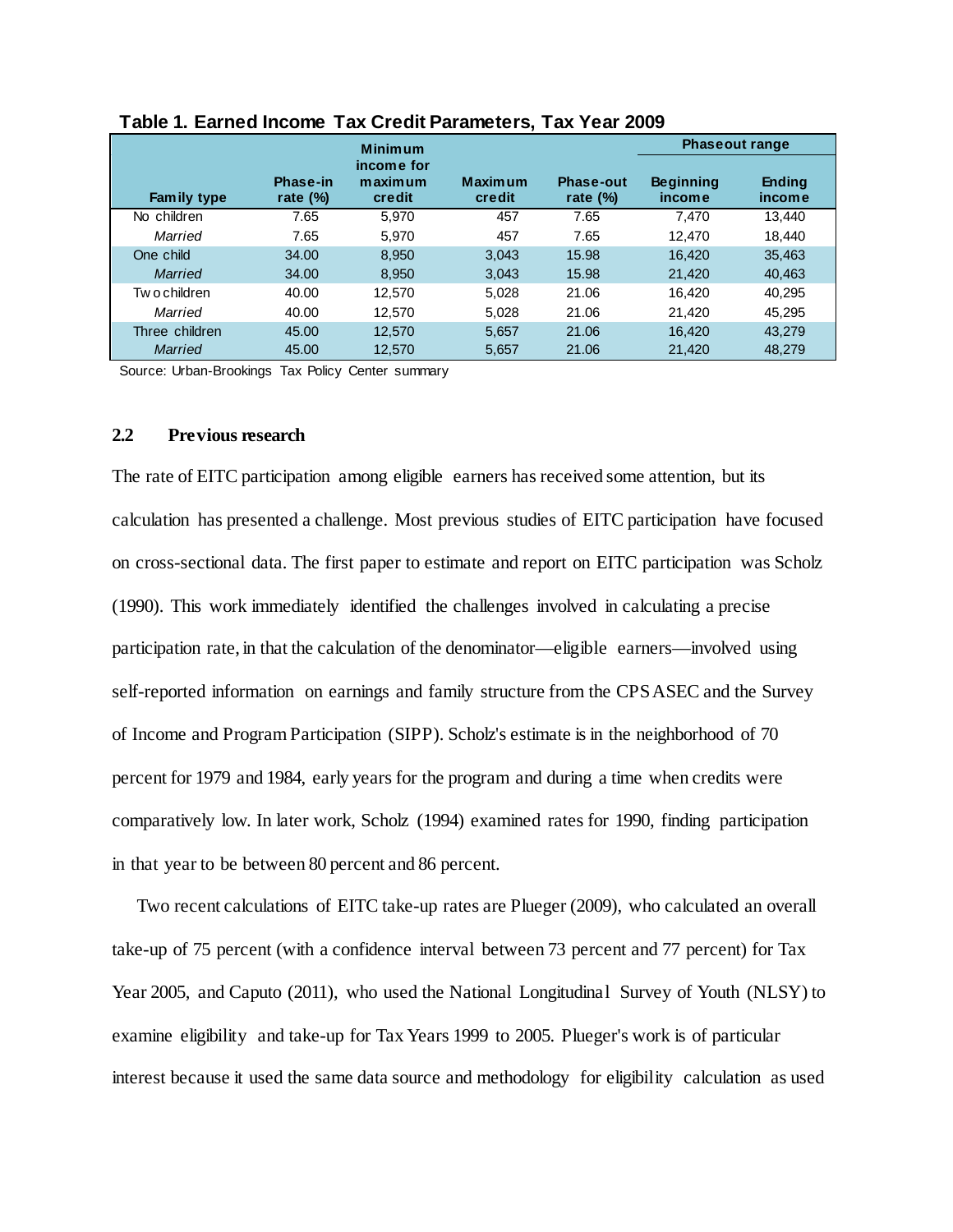**Table 1. Earned Income Tax Credit Parameters, Tax Year 2009**

| Family type | Phase-in rate (%) | Minimum income for maximum credit | Maximum credit | Phase-out rate (%) | Phaseout range | |
|---|---|---|---|---|---|---|
| | | | | | Beginning income | Ending income |
| No children | 7.65 | 5,970 | 457 | 7.65 | 7,470 | 13,440 |
| *Married* | 7.65 | 5,970 | 457 | 7.65 | 12,470 | 18,440 |
| One child | 34.00 | 8,950 | 3,043 | 15.98 | 16,420 | 35,463 |
| *Married* | 34.00 | 8,950 | 3,043 | 15.98 | 21,420 | 40,463 |
| Two children | 40.00 | 12,570 | 5,028 | 21.06 | 16,420 | 40,295 |
| *Married* | 40.00 | 12,570 | 5,028 | 21.06 | 21,420 | 45,295 |
| Three children | 45.00 | 12,570 | 5,657 | 21.06 | 16,420 | 43,279 |
| *Married* | 45.00 | 12,570 | 5,657 | 21.06 | 21,420 | 48,279 |

Source: Urban-Brookings Tax Policy Center summary

### 2.2 Previous research

The rate of EITC participation among eligible earners has received some attention, but its calculation has presented a challenge. Most previous studies of EITC participation have focused on cross-sectional data. The first paper to estimate and report on EITC participation was Scholz (1990). This work immediately identified the challenges involved in calculating a precise participation rate, in that the calculation of the denominator—eligible earners—involved using self-reported information on earnings and family structure from the CPS ASEC and the Survey of Income and Program Participation (SIPP). Scholz's estimate is in the neighborhood of 70 percent for 1979 and 1984, early years for the program and during a time when credits were comparatively low. In later work, Scholz (1994) examined rates for 1990, finding participation in that year to be between 80 percent and 86 percent.

Two recent calculations of EITC take-up rates are Plueger (2009), who calculated an overall take-up of 75 percent (with a confidence interval between 73 percent and 77 percent) for Tax Year 2005, and Caputo (2011), who used the National Longitudinal Survey of Youth (NLSY) to examine eligibility and take-up for Tax Years 1999 to 2005. Plueger's work is of particular interest because it used the same data source and methodology for eligibility calculation as used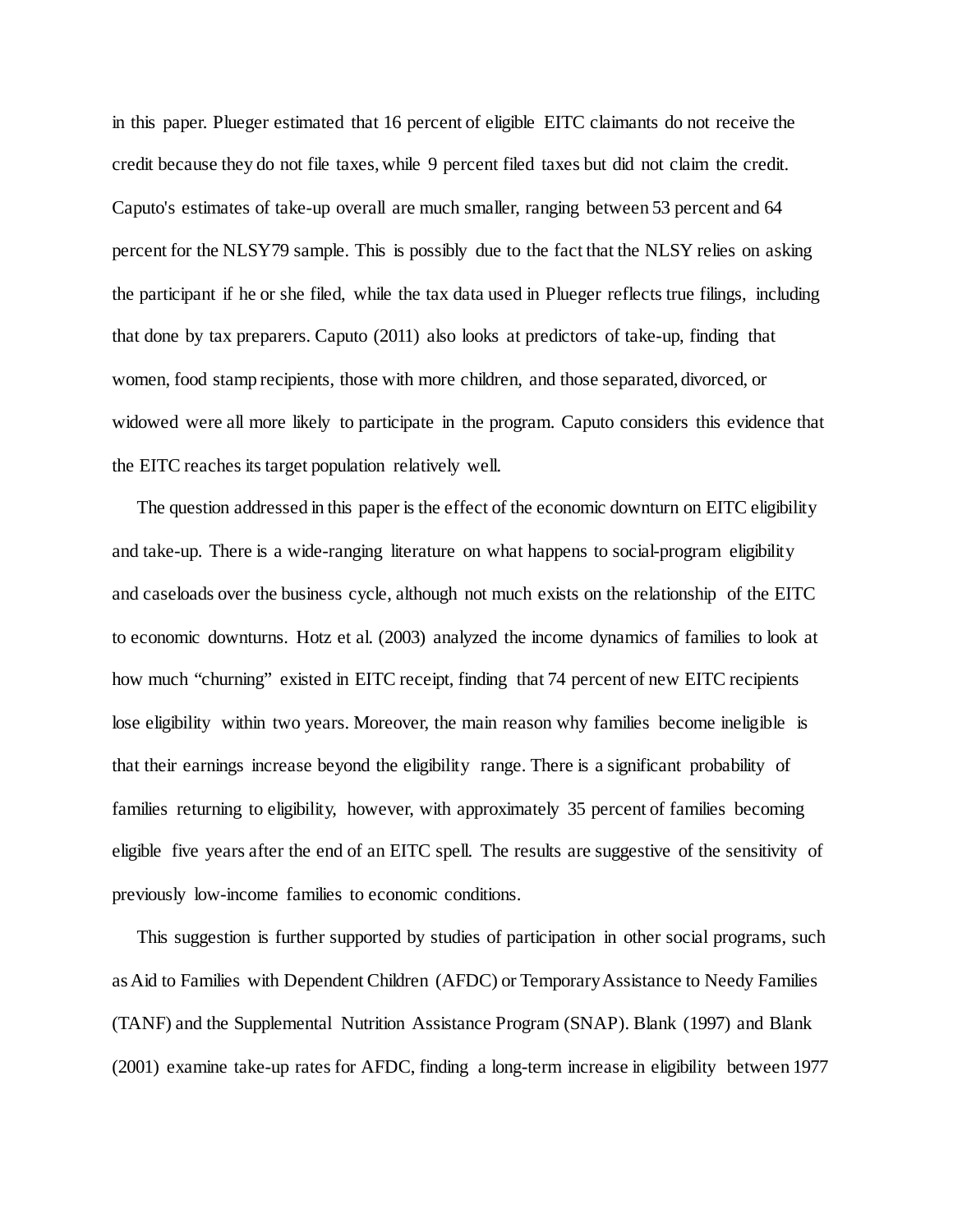in this paper. Plueger estimated that 16 percent of eligible EITC claimants do not receive the credit because they do not file taxes, while 9 percent filed taxes but did not claim the credit. Caputo's estimates of take-up overall are much smaller, ranging between 53 percent and 64 percent for the NLSY79 sample. This is possibly due to the fact that the NLSY relies on asking the participant if he or she filed, while the tax data used in Plueger reflects true filings, including that done by tax preparers. Caputo (2011) also looks at predictors of take-up, finding that women, food stamp recipients, those with more children, and those separated, divorced, or widowed were all more likely to participate in the program. Caputo considers this evidence that the EITC reaches its target population relatively well.

The question addressed in this paper is the effect of the economic downturn on EITC eligibility and take-up. There is a wide-ranging literature on what happens to social-program eligibility and caseloads over the business cycle, although not much exists on the relationship of the EITC to economic downturns. Hotz et al. (2003) analyzed the income dynamics of families to look at how much "churning" existed in EITC receipt, finding that 74 percent of new EITC recipients lose eligibility within two years. Moreover, the main reason why families become ineligible is that their earnings increase beyond the eligibility range. There is a significant probability of families returning to eligibility, however, with approximately 35 percent of families becoming eligible five years after the end of an EITC spell. The results are suggestive of the sensitivity of previously low-income families to economic conditions.

This suggestion is further supported by studies of participation in other social programs, such as Aid to Families with Dependent Children (AFDC) or Temporary Assistance to Needy Families (TANF) and the Supplemental Nutrition Assistance Program (SNAP). Blank (1997) and Blank (2001) examine take-up rates for AFDC, finding a long-term increase in eligibility between 1977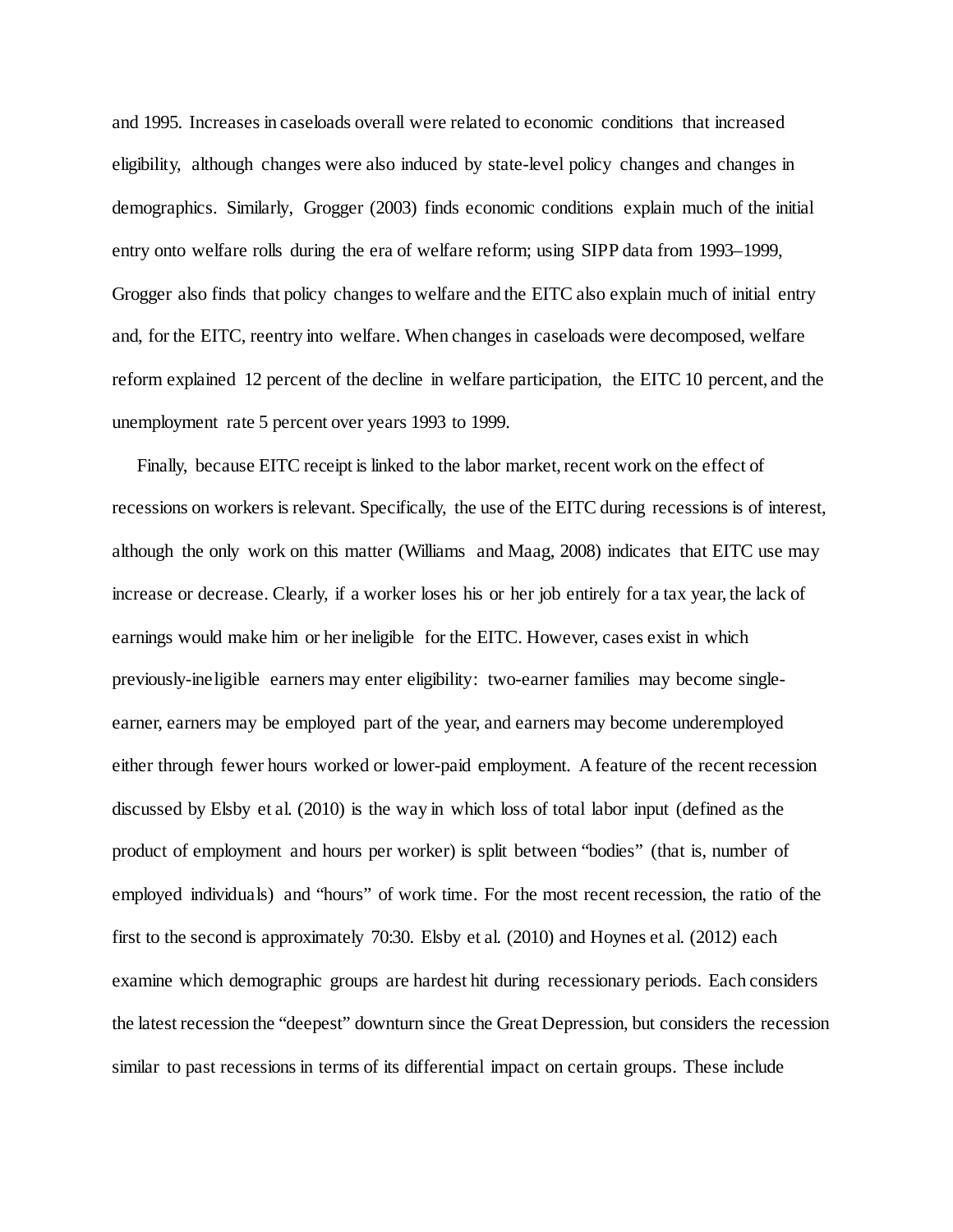and 1995. Increases in caseloads overall were related to economic conditions that increased eligibility, although changes were also induced by state-level policy changes and changes in demographics. Similarly, Grogger (2003) finds economic conditions explain much of the initial entry onto welfare rolls during the era of welfare reform; using SIPP data from 1993–1999, Grogger also finds that policy changes to welfare and the EITC also explain much of initial entry and, for the EITC, reentry into welfare. When changes in caseloads were decomposed, welfare reform explained 12 percent of the decline in welfare participation, the EITC 10 percent, and the unemployment rate 5 percent over years 1993 to 1999.

Finally, because EITC receipt is linked to the labor market, recent work on the effect of recessions on workers is relevant. Specifically, the use of the EITC during recessions is of interest, although the only work on this matter (Williams and Maag, 2008) indicates that EITC use may increase or decrease. Clearly, if a worker loses his or her job entirely for a tax year, the lack of earnings would make him or her ineligible for the EITC. However, cases exist in which previously-ineligible earners may enter eligibility: two-earner families may become single-earner, earners may be employed part of the year, and earners may become underemployed either through fewer hours worked or lower-paid employment. A feature of the recent recession discussed by Elsby et al. (2010) is the way in which loss of total labor input (defined as the product of employment and hours per worker) is split between "bodies" (that is, number of employed individuals) and "hours" of work time. For the most recent recession, the ratio of the first to the second is approximately 70:30. Elsby et al. (2010) and Hoynes et al. (2012) each examine which demographic groups are hardest hit during recessionary periods. Each considers the latest recession the "deepest" downturn since the Great Depression, but considers the recession similar to past recessions in terms of its differential impact on certain groups. These include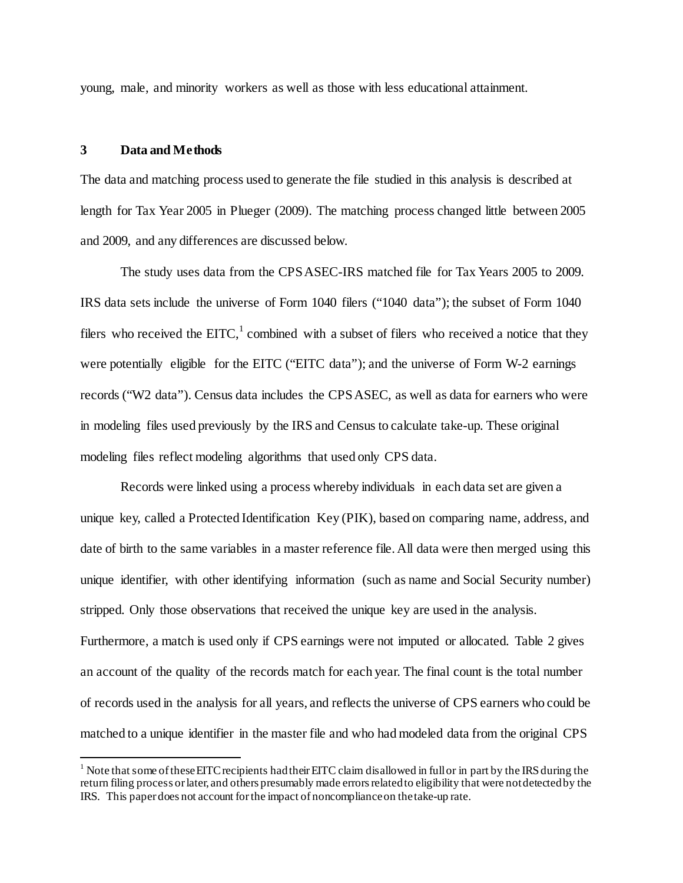young, male, and minority workers as well as those with less educational attainment.

## 3 Data and Methods

The data and matching process used to generate the file studied in this analysis is described at length for Tax Year 2005 in Plueger (2009). The matching process changed little between 2005 and 2009, and any differences are discussed below.

The study uses data from the CPS ASEC-IRS matched file for Tax Years 2005 to 2009. IRS data sets include the universe of Form 1040 filers ("1040 data"); the subset of Form 1040 filers who received the EITC,[1] combined with a subset of filers who received a notice that they were potentially eligible for the EITC ("EITC data"); and the universe of Form W-2 earnings records ("W2 data"). Census data includes the CPS ASEC, as well as data for earners who were in modeling files used previously by the IRS and Census to calculate take-up. These original modeling files reflect modeling algorithms that used only CPS data.

Records were linked using a process whereby individuals in each data set are given a unique key, called a Protected Identification Key (PIK), based on comparing name, address, and date of birth to the same variables in a master reference file. All data were then merged using this unique identifier, with other identifying information (such as name and Social Security number) stripped. Only those observations that received the unique key are used in the analysis. Furthermore, a match is used only if CPS earnings were not imputed or allocated. Table 2 gives an account of the quality of the records match for each year. The final count is the total number of records used in the analysis for all years, and reflects the universe of CPS earners who could be matched to a unique identifier in the master file and who had modeled data from the original CPS

[1] Note that some of these EITC recipients had their EITC claim disallowed in full or in part by the IRS during the return filing process or later, and others presumably made errors related to eligibility that were not detected by the IRS. This paper does not account for the impact of noncompliance on the take-up rate.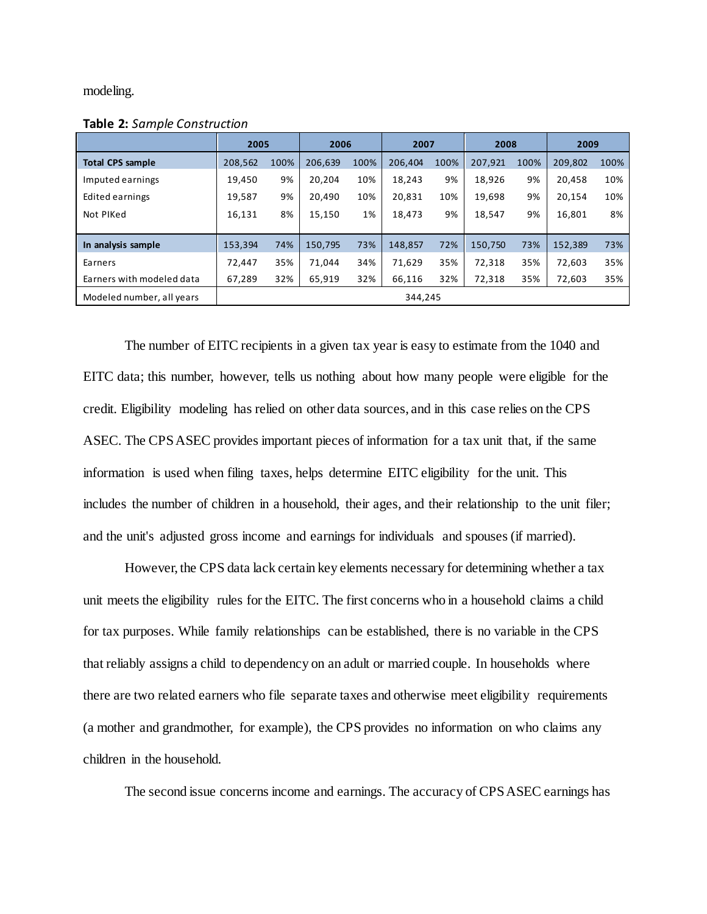modeling.

**Table 2:** *Sample Construction*

| | 2005 | | 2006 | | 2007 | | 2008 | | 2009 | |
|---|---|---|---|---|---|---|---|---|---|---|
| **Total CPS sample** | 208,562 | 100% | 206,639 | 100% | 206,404 | 100% | 207,921 | 100% | 209,802 | 100% |
| Imputed earnings | 19,450 | 9% | 20,204 | 10% | 18,243 | 9% | 18,926 | 9% | 20,458 | 10% |
| Edited earnings | 19,587 | 9% | 20,490 | 10% | 20,831 | 10% | 19,698 | 9% | 20,154 | 10% |
| Not PIKed | 16,131 | 8% | 15,150 | 1% | 18,473 | 9% | 18,547 | 9% | 16,801 | 8% |
| **In analysis sample** | 153,394 | 74% | 150,795 | 73% | 148,857 | 72% | 150,750 | 73% | 152,389 | 73% |
| Earners | 72,447 | 35% | 71,044 | 34% | 71,629 | 35% | 72,318 | 35% | 72,603 | 35% |
| Earners with modeled data | 67,289 | 32% | 65,919 | 32% | 66,116 | 32% | 72,318 | 35% | 72,603 | 35% |
| Modeled number, all years | 344,245 | | | | | | | | | |

The number of EITC recipients in a given tax year is easy to estimate from the 1040 and EITC data; this number, however, tells us nothing about how many people were eligible for the credit. Eligibility modeling has relied on other data sources, and in this case relies on the CPS ASEC. The CPS ASEC provides important pieces of information for a tax unit that, if the same information is used when filing taxes, helps determine EITC eligibility for the unit. This includes the number of children in a household, their ages, and their relationship to the unit filer; and the unit's adjusted gross income and earnings for individuals and spouses (if married).

However, the CPS data lack certain key elements necessary for determining whether a tax unit meets the eligibility rules for the EITC. The first concerns who in a household claims a child for tax purposes. While family relationships can be established, there is no variable in the CPS that reliably assigns a child to dependency on an adult or married couple. In households where there are two related earners who file separate taxes and otherwise meet eligibility requirements (a mother and grandmother, for example), the CPS provides no information on who claims any children in the household.

The second issue concerns income and earnings. The accuracy of CPS ASEC earnings has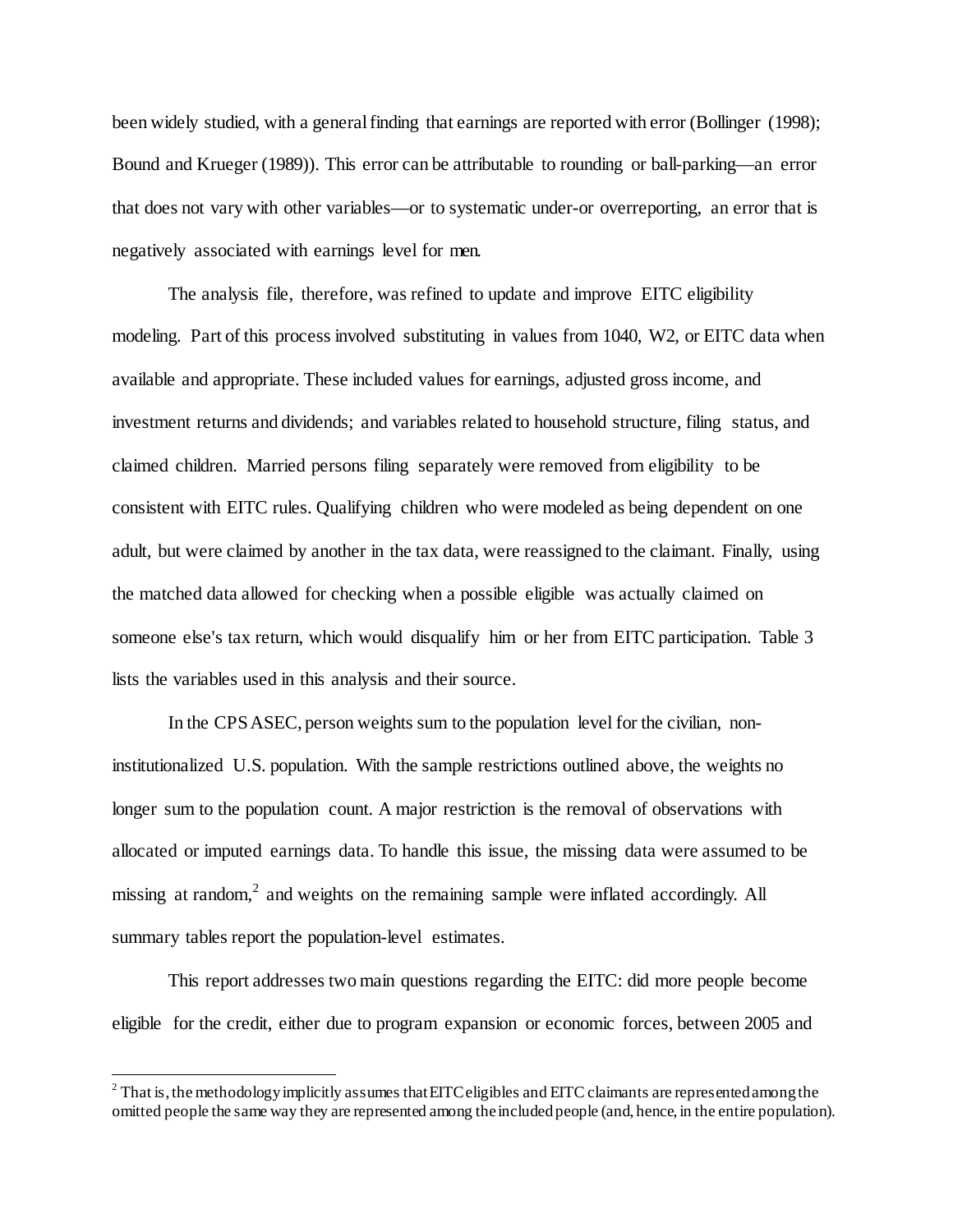been widely studied, with a general finding that earnings are reported with error (Bollinger (1998); Bound and Krueger (1989)). This error can be attributable to rounding or ball-parking—an error that does not vary with other variables—or to systematic under-or overreporting, an error that is negatively associated with earnings level for men.

The analysis file, therefore, was refined to update and improve EITC eligibility modeling. Part of this process involved substituting in values from 1040, W2, or EITC data when available and appropriate. These included values for earnings, adjusted gross income, and investment returns and dividends; and variables related to household structure, filing status, and claimed children. Married persons filing separately were removed from eligibility to be consistent with EITC rules. Qualifying children who were modeled as being dependent on one adult, but were claimed by another in the tax data, were reassigned to the claimant. Finally, using the matched data allowed for checking when a possible eligible was actually claimed on someone else's tax return, which would disqualify him or her from EITC participation. Table 3 lists the variables used in this analysis and their source.

In the CPS ASEC, person weights sum to the population level for the civilian, non-institutionalized U.S. population. With the sample restrictions outlined above, the weights no longer sum to the population count. A major restriction is the removal of observations with allocated or imputed earnings data. To handle this issue, the missing data were assumed to be missing at random,[2] and weights on the remaining sample were inflated accordingly. All summary tables report the population-level estimates.

This report addresses two main questions regarding the EITC: did more people become eligible for the credit, either due to program expansion or economic forces, between 2005 and

---

[2] That is, the methodology implicitly assumes that EITC eligibles and EITC claimants are represented among the omitted people the same way they are represented among the included people (and, hence, in the entire population).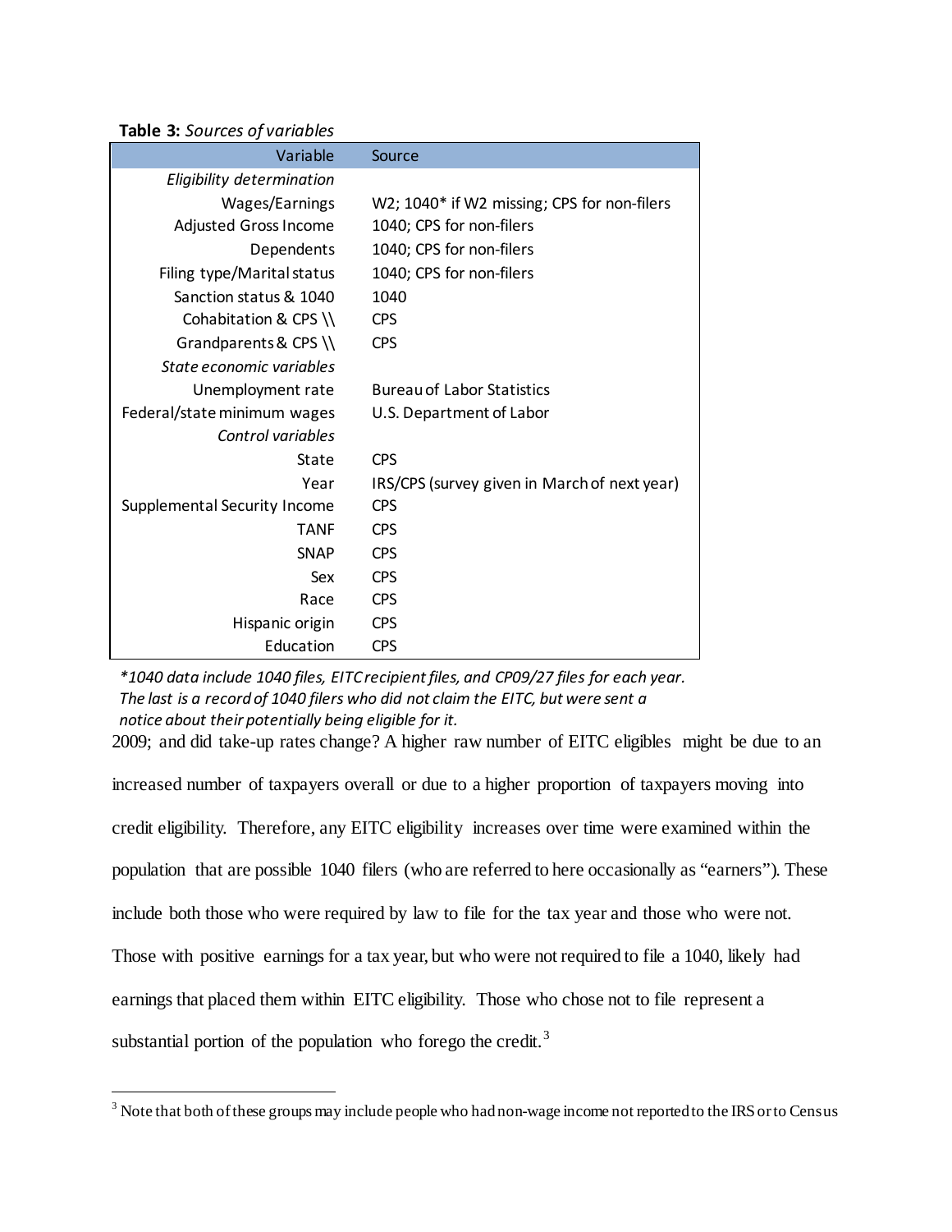**Table 3:** *Sources of variables*

| Variable | Source |
|---|---|
| *Eligibility determination* | |
| Wages/Earnings | W2; 1040* if W2 missing; CPS for non-filers |
| Adjusted Gross Income | 1040; CPS for non-filers |
| Dependents | 1040; CPS for non-filers |
| Filing type/Marital status | 1040; CPS for non-filers |
| Sanction status & 1040 | 1040 |
| Cohabitation & CPS \\ | CPS |
| Grandparents & CPS \\ | CPS |
| *State economic variables* | |
| Unemployment rate | Bureau of Labor Statistics |
| Federal/state minimum wages | U.S. Department of Labor |
| *Control variables* | |
| State | CPS |
| Year | IRS/CPS (survey given in March of next year) |
| Supplemental Security Income | CPS |
| TANF | CPS |
| SNAP | CPS |
| Sex | CPS |
| Race | CPS |
| Hispanic origin | CPS |
| Education | CPS |

*\*1040 data include 1040 files, EITC recipient files, and CP09/27 files for each year. The last is a record of 1040 filers who did not claim the EITC, but were sent a notice about their potentially being eligible for it.*

2009; and did take-up rates change? A higher raw number of EITC eligibles might be due to an increased number of taxpayers overall or due to a higher proportion of taxpayers moving into credit eligibility. Therefore, any EITC eligibility increases over time were examined within the population that are possible 1040 filers (who are referred to here occasionally as "earners"). These include both those who were required by law to file for the tax year and those who were not. Those with positive earnings for a tax year, but who were not required to file a 1040, likely had earnings that placed them within EITC eligibility. Those who chose not to file represent a substantial portion of the population who forego the credit.[3]

[3] Note that both of these groups may include people who had non-wage income not reported to the IRS or to Census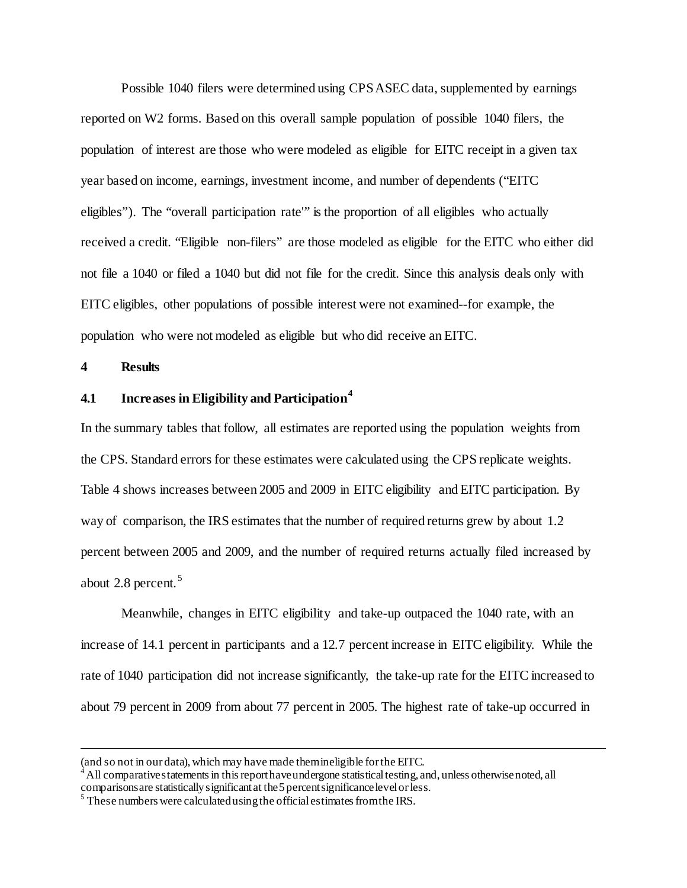Possible 1040 filers were determined using CPS ASEC data, supplemented by earnings reported on W2 forms. Based on this overall sample population of possible 1040 filers, the population of interest are those who were modeled as eligible for EITC receipt in a given tax year based on income, earnings, investment income, and number of dependents ("EITC eligibles"). The "overall participation rate'" is the proportion of all eligibles who actually received a credit. "Eligible non-filers" are those modeled as eligible for the EITC who either did not file a 1040 or filed a 1040 but did not file for the credit. Since this analysis deals only with EITC eligibles, other populations of possible interest were not examined--for example, the population who were not modeled as eligible but who did receive an EITC.

## 4 Results

### 4.1 Increases in Eligibility and Participation[4]

In the summary tables that follow, all estimates are reported using the population weights from the CPS. Standard errors for these estimates were calculated using the CPS replicate weights. Table 4 shows increases between 2005 and 2009 in EITC eligibility and EITC participation. By way of comparison, the IRS estimates that the number of required returns grew by about 1.2 percent between 2005 and 2009, and the number of required returns actually filed increased by about 2.8 percent.[5]

Meanwhile, changes in EITC eligibility and take-up outpaced the 1040 rate, with an increase of 14.1 percent in participants and a 12.7 percent increase in EITC eligibility. While the rate of 1040 participation did not increase significantly, the take-up rate for the EITC increased to about 79 percent in 2009 from about 77 percent in 2005. The highest rate of take-up occurred in

---

(and so not in our data), which may have made them ineligible for the EITC.

[4] All comparative statements in this report have undergone statistical testing, and, unless otherwise noted, all comparisons are statistically significant at the 5 percent significance level or less.

[5] These numbers were calculated using the official estimates from the IRS.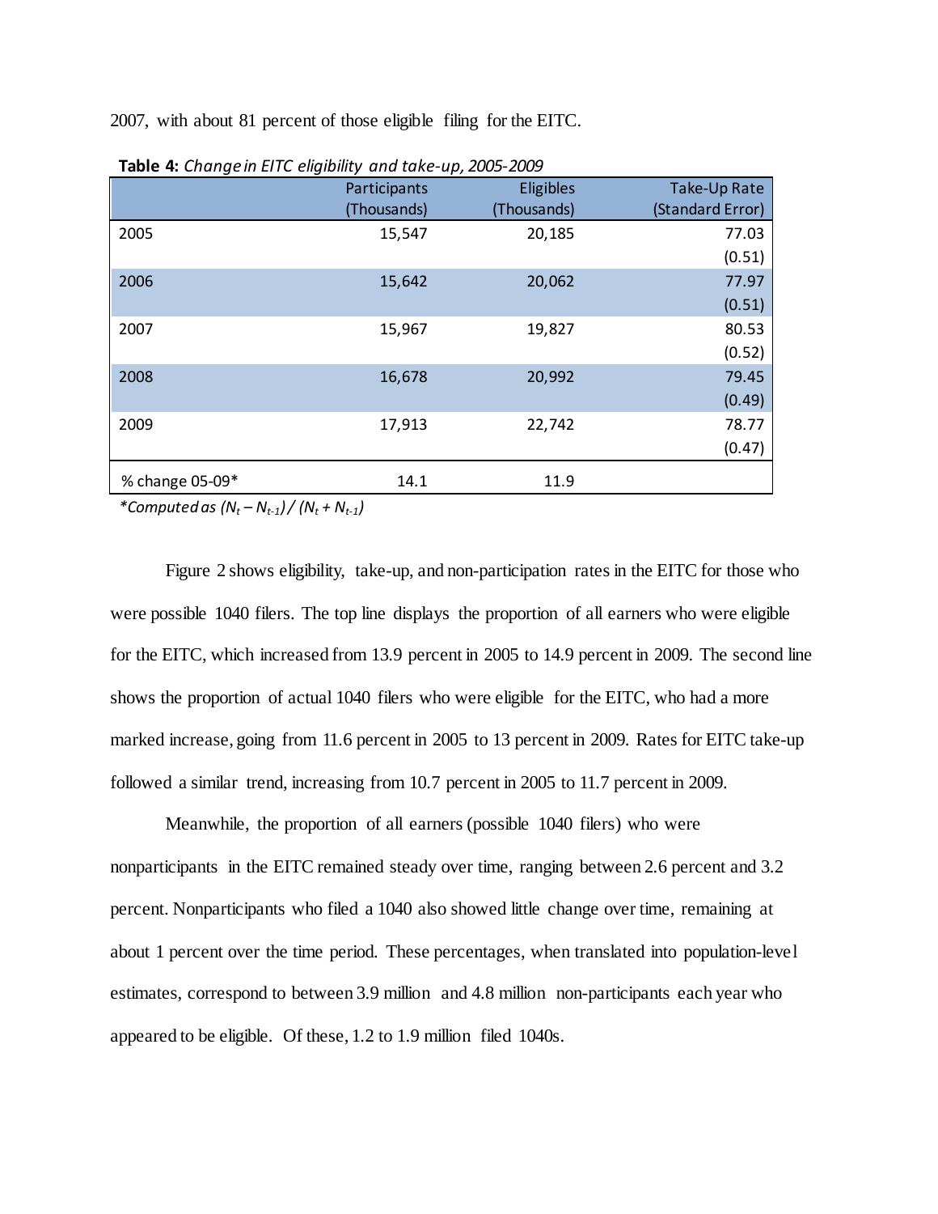2007, with about 81 percent of those eligible filing for the EITC.

**Table 4:** *Change in EITC eligibility and take-up, 2005-2009*

| | Participants (Thousands) | Eligibles (Thousands) | Take-Up Rate (Standard Error) |
|---|---|---|---|
| 2005 | 15,547 | 20,185 | 77.03 |
| | | | (0.51) |
| 2006 | 15,642 | 20,062 | 77.97 |
| | | | (0.51) |
| 2007 | 15,967 | 19,827 | 80.53 |
| | | | (0.52) |
| 2008 | 16,678 | 20,992 | 79.45 |
| | | | (0.49) |
| 2009 | 17,913 | 22,742 | 78.77 |
| | | | (0.47) |
| % change 05-09* | 14.1 | 11.9 | |

*\*Computed as $(N_t - N_{t-1}) / (N_t + N_{t-1})$*

Figure 2 shows eligibility, take-up, and non-participation rates in the EITC for those who were possible 1040 filers. The top line displays the proportion of all earners who were eligible for the EITC, which increased from 13.9 percent in 2005 to 14.9 percent in 2009. The second line shows the proportion of actual 1040 filers who were eligible for the EITC, who had a more marked increase, going from 11.6 percent in 2005 to 13 percent in 2009. Rates for EITC take-up followed a similar trend, increasing from 10.7 percent in 2005 to 11.7 percent in 2009.

Meanwhile, the proportion of all earners (possible 1040 filers) who were nonparticipants in the EITC remained steady over time, ranging between 2.6 percent and 3.2 percent. Nonparticipants who filed a 1040 also showed little change over time, remaining at about 1 percent over the time period. These percentages, when translated into population-level estimates, correspond to between 3.9 million and 4.8 million non-participants each year who appeared to be eligible. Of these, 1.2 to 1.9 million filed 1040s.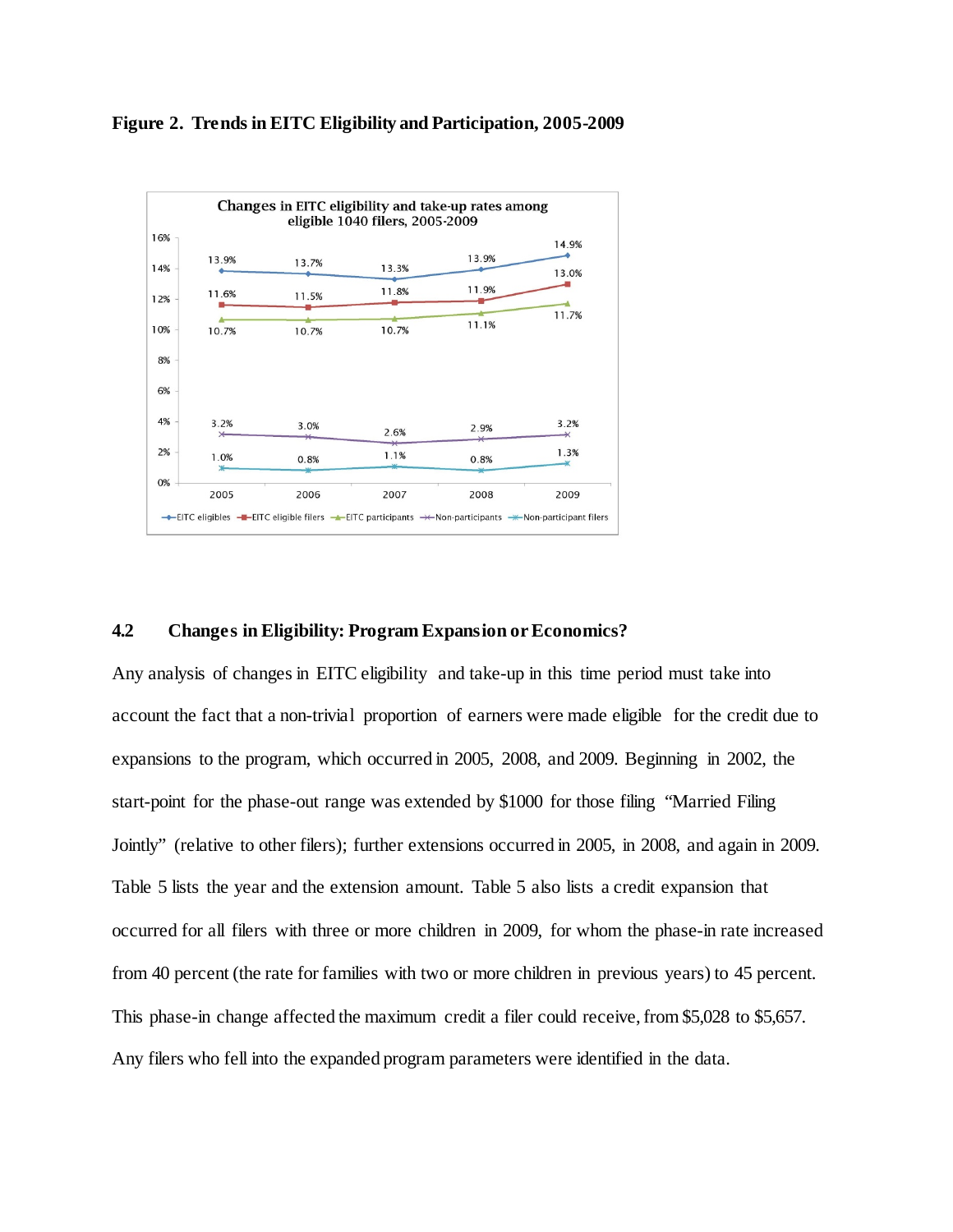**Figure 2. Trends in EITC Eligibility and Participation, 2005-2009**

Changes in EITC eligibility and take-up rates among eligible 1040 filers, 2005-2009

| | 2005 | 2006 | 2007 | 2008 | 2009 |
|---|---|---|---|---|---|
| EITC eligibles | 13.9% | 13.7% | 13.3% | 13.9% | 14.9% |
| EITC eligible filers | 11.6% | 11.5% | 11.8% | 11.9% | 13.0% |
| EITC participants | 10.7% | 10.7% | 10.7% | 11.1% | 11.7% |
| Non-participants | 3.2% | 3.0% | 2.6% | 2.9% | 3.2% |
| Non-participant filers | 1.0% | 0.8% | 1.1% | 0.8% | 1.3% |

## 4.2 Changes in Eligibility: Program Expansion or Economics?

Any analysis of changes in EITC eligibility and take-up in this time period must take into account the fact that a non-trivial proportion of earners were made eligible for the credit due to expansions to the program, which occurred in 2005, 2008, and 2009. Beginning in 2002, the start-point for the phase-out range was extended by $1000 for those filing "Married Filing Jointly" (relative to other filers); further extensions occurred in 2005, in 2008, and again in 2009. Table 5 lists the year and the extension amount. Table 5 also lists a credit expansion that occurred for all filers with three or more children in 2009, for whom the phase-in rate increased from 40 percent (the rate for families with two or more children in previous years) to 45 percent. This phase-in change affected the maximum credit a filer could receive, from $5,028 to $5,657. Any filers who fell into the expanded program parameters were identified in the data.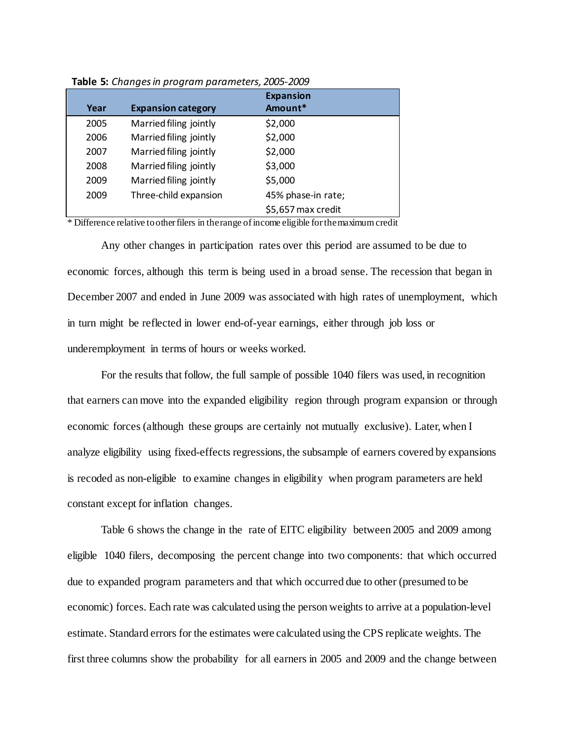**Table 5:** *Changes in program parameters, 2005-2009*

| Year | Expansion category | Expansion Amount* |
|---|---|---|
| 2005 | Married filing jointly | $2,000 |
| 2006 | Married filing jointly | $2,000 |
| 2007 | Married filing jointly | $2,000 |
| 2008 | Married filing jointly | $3,000 |
| 2009 | Married filing jointly | $5,000 |
| 2009 | Three-child expansion | 45% phase-in rate; $5,657 max credit |

\* Difference relative to other filers in the range of income eligible for the maximum credit

Any other changes in participation rates over this period are assumed to be due to economic forces, although this term is being used in a broad sense. The recession that began in December 2007 and ended in June 2009 was associated with high rates of unemployment, which in turn might be reflected in lower end-of-year earnings, either through job loss or underemployment in terms of hours or weeks worked.

For the results that follow, the full sample of possible 1040 filers was used, in recognition that earners can move into the expanded eligibility region through program expansion or through economic forces (although these groups are certainly not mutually exclusive). Later, when I analyze eligibility using fixed-effects regressions, the subsample of earners covered by expansions is recoded as non-eligible to examine changes in eligibility when program parameters are held constant except for inflation changes.

Table 6 shows the change in the rate of EITC eligibility between 2005 and 2009 among eligible 1040 filers, decomposing the percent change into two components: that which occurred due to expanded program parameters and that which occurred due to other (presumed to be economic) forces. Each rate was calculated using the person weights to arrive at a population-level estimate. Standard errors for the estimates were calculated using the CPS replicate weights. The first three columns show the probability for all earners in 2005 and 2009 and the change between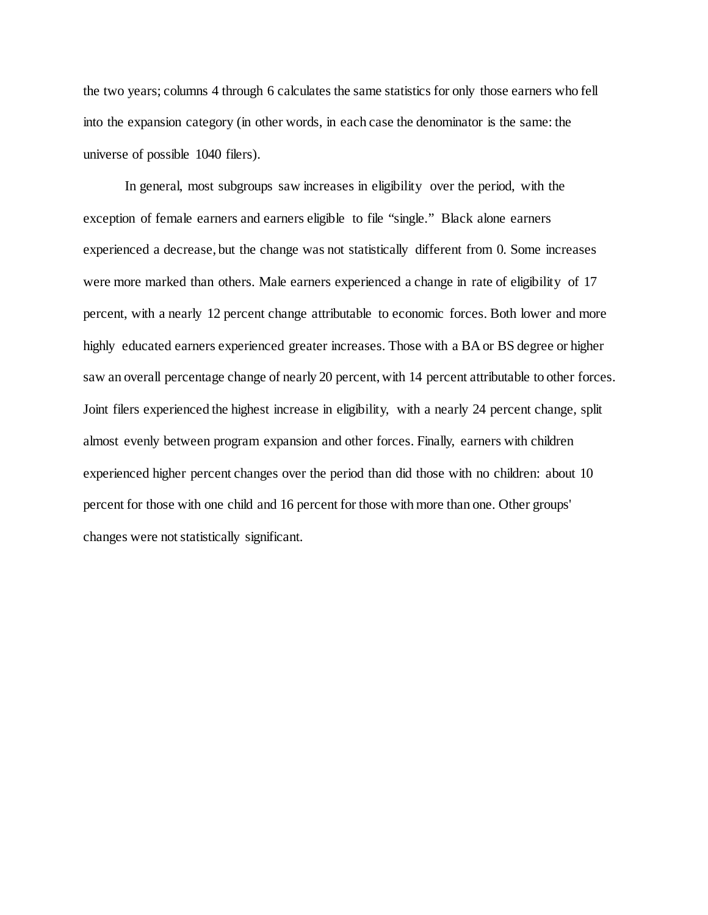the two years; columns 4 through 6 calculates the same statistics for only those earners who fell into the expansion category (in other words, in each case the denominator is the same: the universe of possible 1040 filers).

In general, most subgroups saw increases in eligibility over the period, with the exception of female earners and earners eligible to file "single." Black alone earners experienced a decrease, but the change was not statistically different from 0. Some increases were more marked than others. Male earners experienced a change in rate of eligibility of 17 percent, with a nearly 12 percent change attributable to economic forces. Both lower and more highly educated earners experienced greater increases. Those with a BA or BS degree or higher saw an overall percentage change of nearly 20 percent, with 14 percent attributable to other forces. Joint filers experienced the highest increase in eligibility, with a nearly 24 percent change, split almost evenly between program expansion and other forces. Finally, earners with children experienced higher percent changes over the period than did those with no children: about 10 percent for those with one child and 16 percent for those with more than one. Other groups' changes were not statistically significant.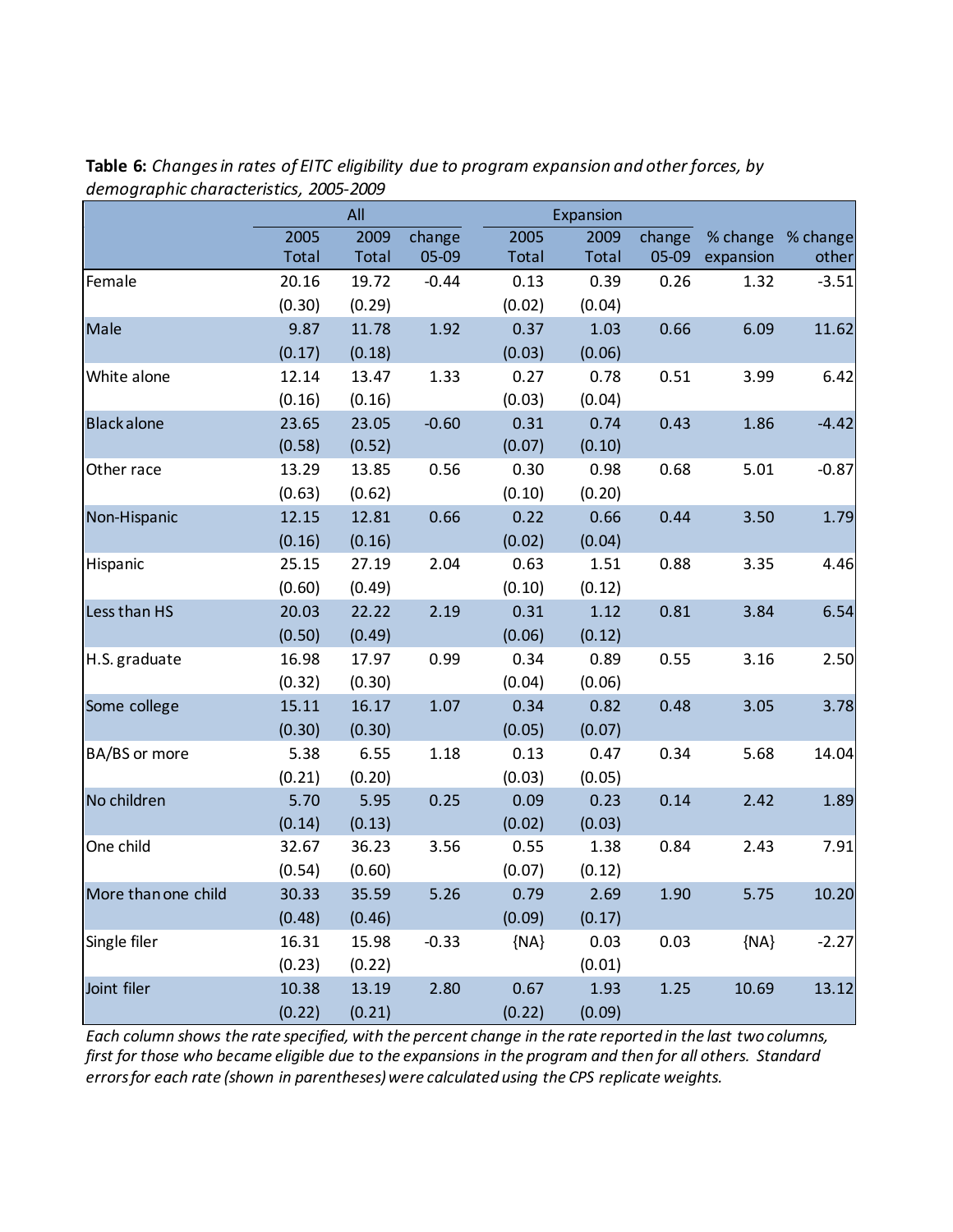**Table 6:** *Changes in rates of EITC eligibility due to program expansion and other forces, by demographic characteristics, 2005-2009*

| | All | | | Expansion | | | | |
|---|---|---|---|---|---|---|---|---|
| | 2005 Total | 2009 Total | change 05-09 | 2005 Total | 2009 Total | change 05-09 | % change expansion | % change other |
| Female | 20.16 | 19.72 | -0.44 | 0.13 | 0.39 | 0.26 | 1.32 | -3.51 |
| | (0.30) | (0.29) | | (0.02) | (0.04) | | | |
| Male | 9.87 | 11.78 | 1.92 | 0.37 | 1.03 | 0.66 | 6.09 | 11.62 |
| | (0.17) | (0.18) | | (0.03) | (0.06) | | | |
| White alone | 12.14 | 13.47 | 1.33 | 0.27 | 0.78 | 0.51 | 3.99 | 6.42 |
| | (0.16) | (0.16) | | (0.03) | (0.04) | | | |
| Black alone | 23.65 | 23.05 | -0.60 | 0.31 | 0.74 | 0.43 | 1.86 | -4.42 |
| | (0.58) | (0.52) | | (0.07) | (0.10) | | | |
| Other race | 13.29 | 13.85 | 0.56 | 0.30 | 0.98 | 0.68 | 5.01 | -0.87 |
| | (0.63) | (0.62) | | (0.10) | (0.20) | | | |
| Non-Hispanic | 12.15 | 12.81 | 0.66 | 0.22 | 0.66 | 0.44 | 3.50 | 1.79 |
| | (0.16) | (0.16) | | (0.02) | (0.04) | | | |
| Hispanic | 25.15 | 27.19 | 2.04 | 0.63 | 1.51 | 0.88 | 3.35 | 4.46 |
| | (0.60) | (0.49) | | (0.10) | (0.12) | | | |
| Less than HS | 20.03 | 22.22 | 2.19 | 0.31 | 1.12 | 0.81 | 3.84 | 6.54 |
| | (0.50) | (0.49) | | (0.06) | (0.12) | | | |
| H.S. graduate | 16.98 | 17.97 | 0.99 | 0.34 | 0.89 | 0.55 | 3.16 | 2.50 |
| | (0.32) | (0.30) | | (0.04) | (0.06) | | | |
| Some college | 15.11 | 16.17 | 1.07 | 0.34 | 0.82 | 0.48 | 3.05 | 3.78 |
| | (0.30) | (0.30) | | (0.05) | (0.07) | | | |
| BA/BS or more | 5.38 | 6.55 | 1.18 | 0.13 | 0.47 | 0.34 | 5.68 | 14.04 |
| | (0.21) | (0.20) | | (0.03) | (0.05) | | | |
| No children | 5.70 | 5.95 | 0.25 | 0.09 | 0.23 | 0.14 | 2.42 | 1.89 |
| | (0.14) | (0.13) | | (0.02) | (0.03) | | | |
| One child | 32.67 | 36.23 | 3.56 | 0.55 | 1.38 | 0.84 | 2.43 | 7.91 |
| | (0.54) | (0.60) | | (0.07) | (0.12) | | | |
| More than one child | 30.33 | 35.59 | 5.26 | 0.79 | 2.69 | 1.90 | 5.75 | 10.20 |
| | (0.48) | (0.46) | | (0.09) | (0.17) | | | |
| Single filer | 16.31 | 15.98 | -0.33 | {NA} | 0.03 | 0.03 | {NA} | -2.27 |
| | (0.23) | (0.22) | | | (0.01) | | | |
| Joint filer | 10.38 | 13.19 | 2.80 | 0.67 | 1.93 | 1.25 | 10.69 | 13.12 |
| | (0.22) | (0.21) | | (0.22) | (0.09) | | | |

*Each column shows the rate specified, with the percent change in the rate reported in the last two columns, first for those who became eligible due to the expansions in the program and then for all others. Standard errors for each rate (shown in parentheses) were calculated using the CPS replicate weights.*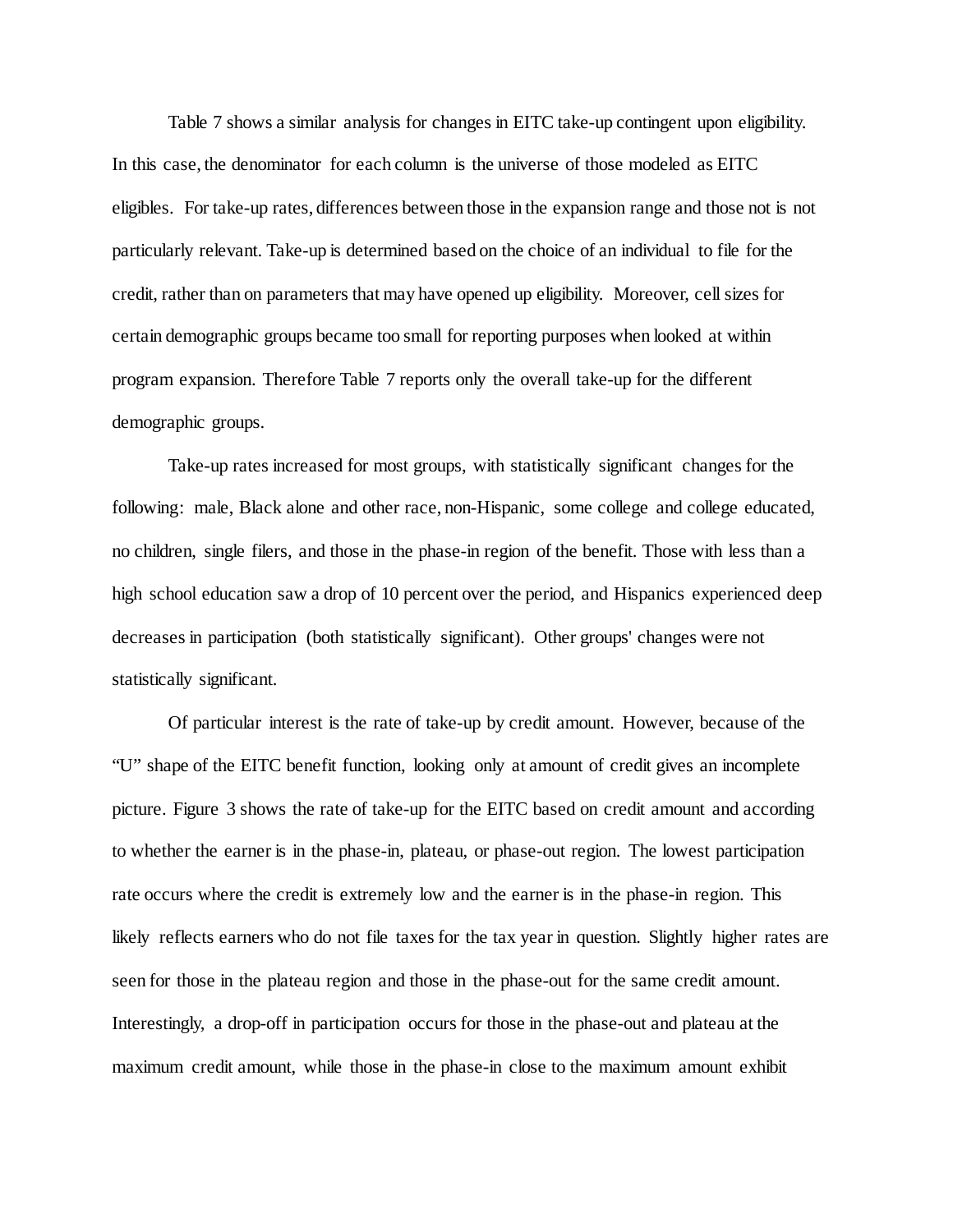Table 7 shows a similar analysis for changes in EITC take-up contingent upon eligibility. In this case, the denominator for each column is the universe of those modeled as EITC eligibles. For take-up rates, differences between those in the expansion range and those not is not particularly relevant. Take-up is determined based on the choice of an individual to file for the credit, rather than on parameters that may have opened up eligibility. Moreover, cell sizes for certain demographic groups became too small for reporting purposes when looked at within program expansion. Therefore Table 7 reports only the overall take-up for the different demographic groups.

Take-up rates increased for most groups, with statistically significant changes for the following: male, Black alone and other race, non-Hispanic, some college and college educated, no children, single filers, and those in the phase-in region of the benefit. Those with less than a high school education saw a drop of 10 percent over the period, and Hispanics experienced deep decreases in participation (both statistically significant). Other groups' changes were not statistically significant.

Of particular interest is the rate of take-up by credit amount. However, because of the "U" shape of the EITC benefit function, looking only at amount of credit gives an incomplete picture. Figure 3 shows the rate of take-up for the EITC based on credit amount and according to whether the earner is in the phase-in, plateau, or phase-out region. The lowest participation rate occurs where the credit is extremely low and the earner is in the phase-in region. This likely reflects earners who do not file taxes for the tax year in question. Slightly higher rates are seen for those in the plateau region and those in the phase-out for the same credit amount. Interestingly, a drop-off in participation occurs for those in the phase-out and plateau at the maximum credit amount, while those in the phase-in close to the maximum amount exhibit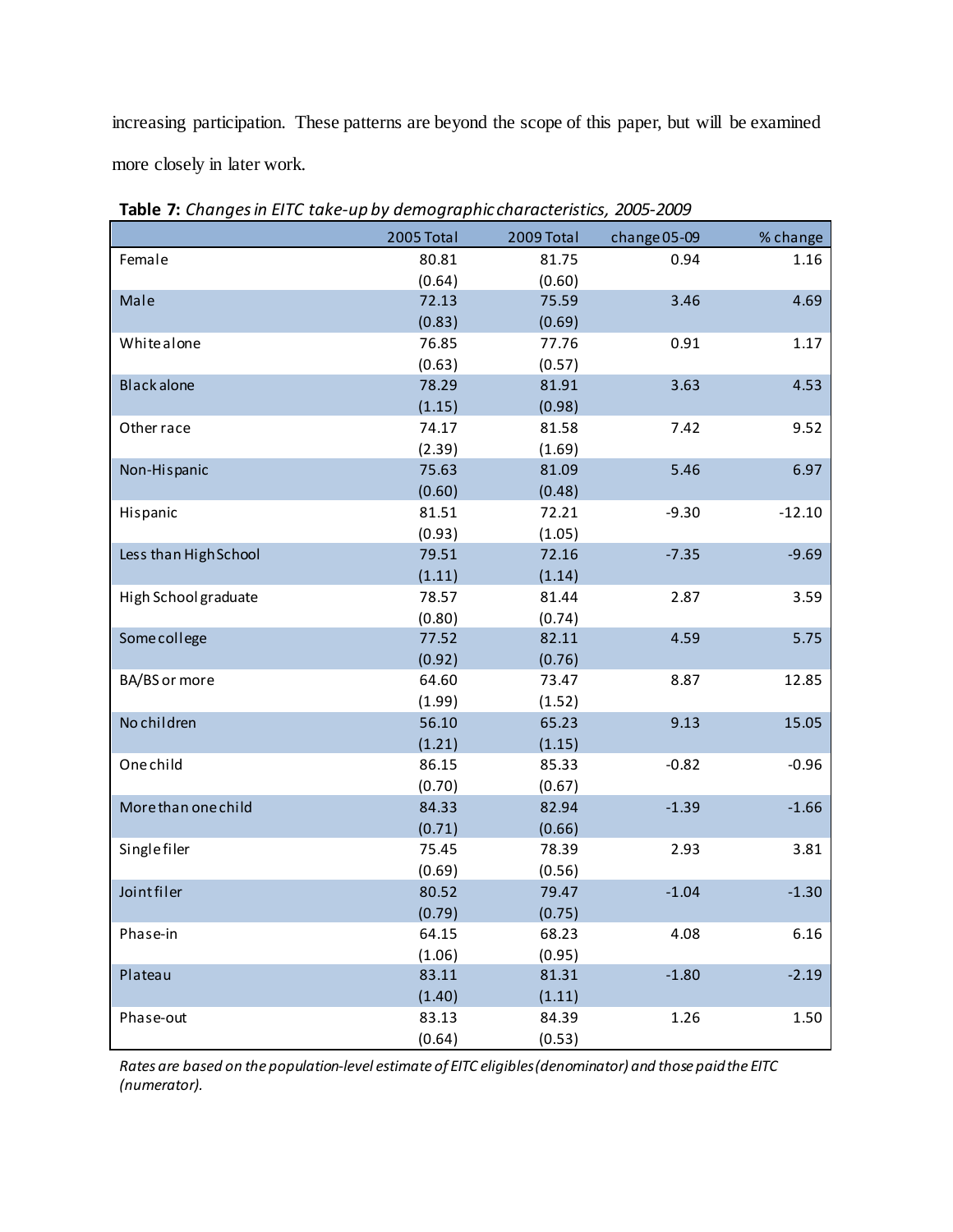increasing participation. These patterns are beyond the scope of this paper, but will be examined more closely in later work.

**Table 7:** *Changes in EITC take-up by demographic characteristics, 2005-2009*

| | 2005 Total | 2009 Total | change 05-09 | % change |
|---|---|---|---|---|
| Female | 80.81 | 81.75 | 0.94 | 1.16 |
| | (0.64) | (0.60) | | |
| Male | 72.13 | 75.59 | 3.46 | 4.69 |
| | (0.83) | (0.69) | | |
| White alone | 76.85 | 77.76 | 0.91 | 1.17 |
| | (0.63) | (0.57) | | |
| Black alone | 78.29 | 81.91 | 3.63 | 4.53 |
| | (1.15) | (0.98) | | |
| Other race | 74.17 | 81.58 | 7.42 | 9.52 |
| | (2.39) | (1.69) | | |
| Non-Hispanic | 75.63 | 81.09 | 5.46 | 6.97 |
| | (0.60) | (0.48) | | |
| Hispanic | 81.51 | 72.21 | -9.30 | -12.10 |
| | (0.93) | (1.05) | | |
| Less than High School | 79.51 | 72.16 | -7.35 | -9.69 |
| | (1.11) | (1.14) | | |
| High School graduate | 78.57 | 81.44 | 2.87 | 3.59 |
| | (0.80) | (0.74) | | |
| Some college | 77.52 | 82.11 | 4.59 | 5.75 |
| | (0.92) | (0.76) | | |
| BA/BS or more | 64.60 | 73.47 | 8.87 | 12.85 |
| | (1.99) | (1.52) | | |
| No children | 56.10 | 65.23 | 9.13 | 15.05 |
| | (1.21) | (1.15) | | |
| One child | 86.15 | 85.33 | -0.82 | -0.96 |
| | (0.70) | (0.67) | | |
| More than one child | 84.33 | 82.94 | -1.39 | -1.66 |
| | (0.71) | (0.66) | | |
| Single filer | 75.45 | 78.39 | 2.93 | 3.81 |
| | (0.69) | (0.56) | | |
| Joint filer | 80.52 | 79.47 | -1.04 | -1.30 |
| | (0.79) | (0.75) | | |
| Phase-in | 64.15 | 68.23 | 4.08 | 6.16 |
| | (1.06) | (0.95) | | |
| Plateau | 83.11 | 81.31 | -1.80 | -2.19 |
| | (1.40) | (1.11) | | |
| Phase-out | 83.13 | 84.39 | 1.26 | 1.50 |
| | (0.64) | (0.53) | | |

*Rates are based on the population-level estimate of EITC eligibles (denominator) and those paid the EITC (numerator).*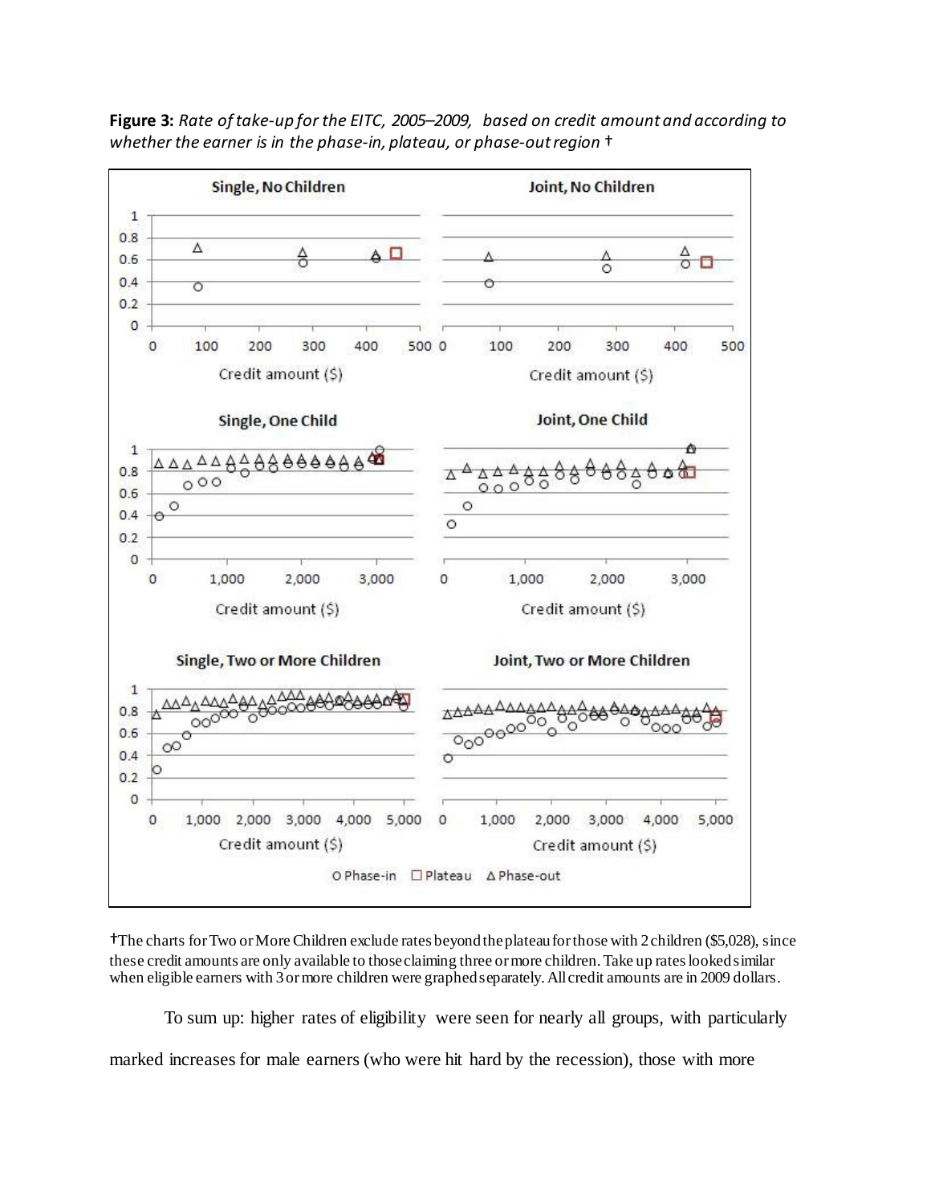**Figure 3:** *Rate of take-up for the EITC, 2005–2009, based on credit amount and according to whether the earner is in the phase-in, plateau, or phase-out region* †

†The charts for Two or More Children exclude rates beyond the plateau for those with 2 children ($5,028), since these credit amounts are only available to those claiming three or more children. Take up rates looked similar when eligible earners with 3 or more children were graphed separately. All credit amounts are in 2009 dollars.

To sum up: higher rates of eligibility were seen for nearly all groups, with particularly marked increases for male earners (who were hit hard by the recession), those with more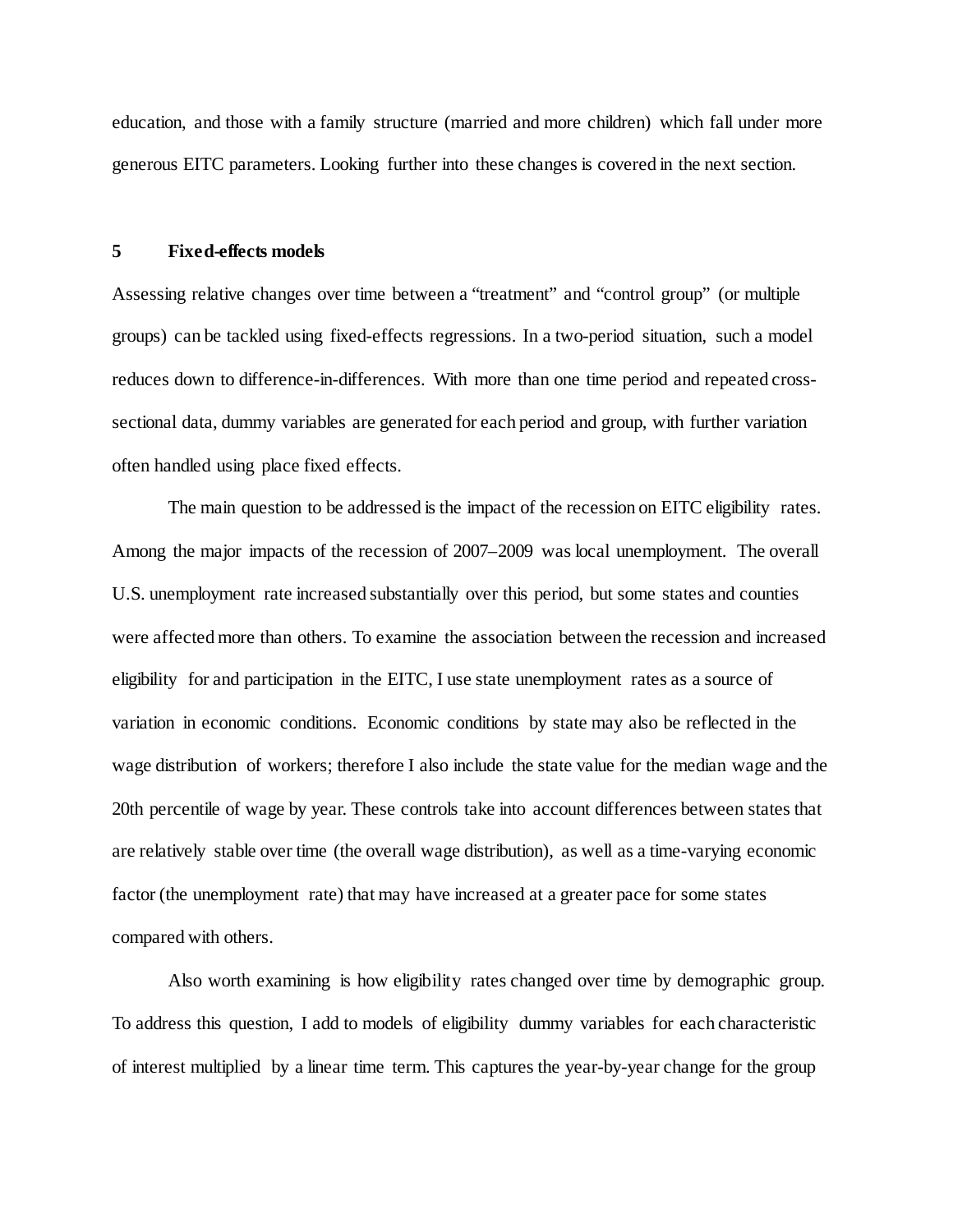education, and those with a family structure (married and more children) which fall under more generous EITC parameters. Looking further into these changes is covered in the next section.

## 5 Fixed-effects models

Assessing relative changes over time between a "treatment" and "control group" (or multiple groups) can be tackled using fixed-effects regressions. In a two-period situation, such a model reduces down to difference-in-differences. With more than one time period and repeated cross-sectional data, dummy variables are generated for each period and group, with further variation often handled using place fixed effects.

The main question to be addressed is the impact of the recession on EITC eligibility rates. Among the major impacts of the recession of 2007–2009 was local unemployment. The overall U.S. unemployment rate increased substantially over this period, but some states and counties were affected more than others. To examine the association between the recession and increased eligibility for and participation in the EITC, I use state unemployment rates as a source of variation in economic conditions. Economic conditions by state may also be reflected in the wage distribution of workers; therefore I also include the state value for the median wage and the 20th percentile of wage by year. These controls take into account differences between states that are relatively stable over time (the overall wage distribution), as well as a time-varying economic factor (the unemployment rate) that may have increased at a greater pace for some states compared with others.

Also worth examining is how eligibility rates changed over time by demographic group. To address this question, I add to models of eligibility dummy variables for each characteristic of interest multiplied by a linear time term. This captures the year-by-year change for the group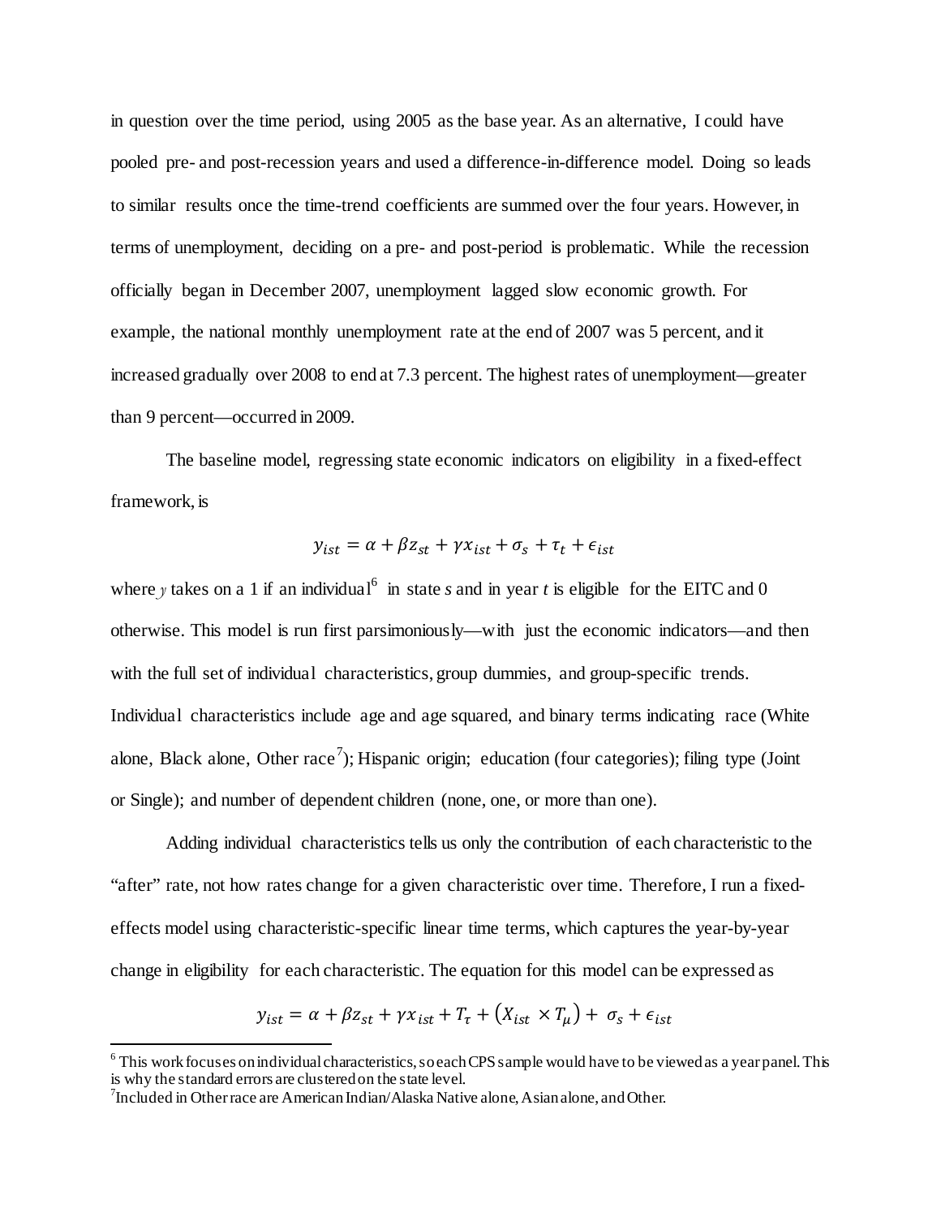in question over the time period, using 2005 as the base year. As an alternative, I could have pooled pre- and post-recession years and used a difference-in-difference model. Doing so leads to similar results once the time-trend coefficients are summed over the four years. However, in terms of unemployment, deciding on a pre- and post-period is problematic. While the recession officially began in December 2007, unemployment lagged slow economic growth. For example, the national monthly unemployment rate at the end of 2007 was 5 percent, and it increased gradually over 2008 to end at 7.3 percent. The highest rates of unemployment—greater than 9 percent—occurred in 2009.

The baseline model, regressing state economic indicators on eligibility in a fixed-effect framework, is

$$y_{ist} = \alpha + \beta z_{st} + \gamma x_{ist} + \sigma_s + \tau_t + \epsilon_{ist}$$

where $y$ takes on a 1 if an individual[6] in state *s* and in year *t* is eligible for the EITC and 0 otherwise. This model is run first parsimoniously—with just the economic indicators—and then with the full set of individual characteristics, group dummies, and group-specific trends. Individual characteristics include age and age squared, and binary terms indicating race (White alone, Black alone, Other race[7]); Hispanic origin; education (four categories); filing type (Joint or Single); and number of dependent children (none, one, or more than one).

Adding individual characteristics tells us only the contribution of each characteristic to the "after" rate, not how rates change for a given characteristic over time. Therefore, I run a fixed-effects model using characteristic-specific linear time terms, which captures the year-by-year change in eligibility for each characteristic. The equation for this model can be expressed as

$$y_{ist} = \alpha + \beta z_{st} + \gamma x_{ist} + T_{\tau} + \left(X_{ist} \times T_{\mu}\right) + \sigma_s + \epsilon_{ist}$$

---

[6] This work focuses on individual characteristics, so each CPS sample would have to be viewed as a year panel. This is why the standard errors are clustered on the state level.

[7] Included in Other race are American Indian/Alaska Native alone, Asian alone, and Other.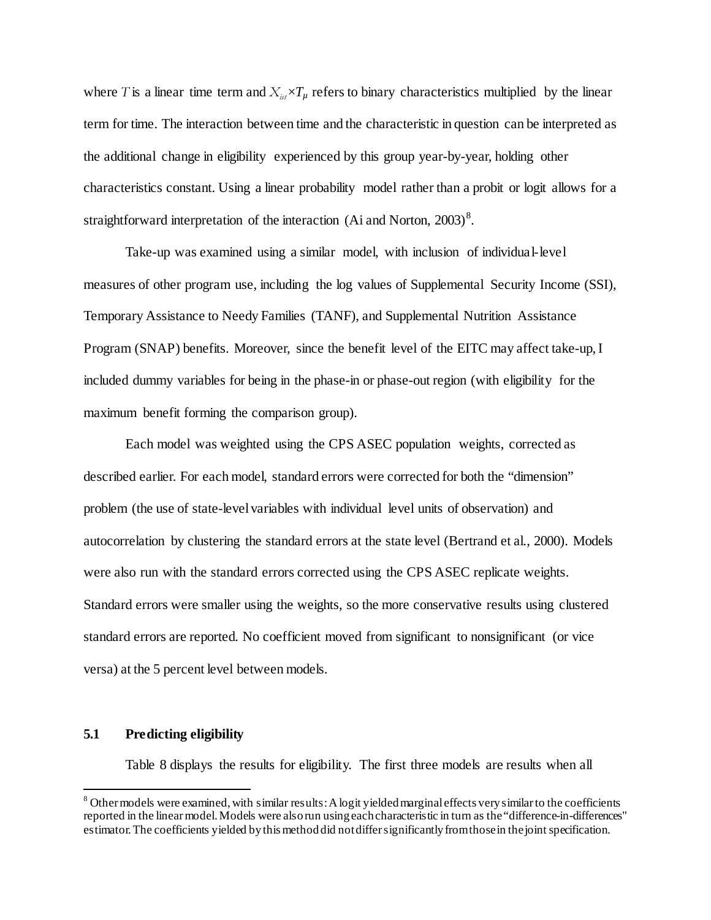where $T$ is a linear time term and $X_{ist} \times T_{\mu}$ refers to binary characteristics multiplied by the linear term for time. The interaction between time and the characteristic in question can be interpreted as the additional change in eligibility experienced by this group year-by-year, holding other characteristics constant. Using a linear probability model rather than a probit or logit allows for a straightforward interpretation of the interaction (Ai and Norton, 2003)[8].

Take-up was examined using a similar model, with inclusion of individual-level measures of other program use, including the log values of Supplemental Security Income (SSI), Temporary Assistance to Needy Families (TANF), and Supplemental Nutrition Assistance Program (SNAP) benefits. Moreover, since the benefit level of the EITC may affect take-up, I included dummy variables for being in the phase-in or phase-out region (with eligibility for the maximum benefit forming the comparison group).

Each model was weighted using the CPS ASEC population weights, corrected as described earlier. For each model, standard errors were corrected for both the "dimension" problem (the use of state-level variables with individual level units of observation) and autocorrelation by clustering the standard errors at the state level (Bertrand et al., 2000). Models were also run with the standard errors corrected using the CPS ASEC replicate weights. Standard errors were smaller using the weights, so the more conservative results using clustered standard errors are reported. No coefficient moved from significant to nonsignificant (or vice versa) at the 5 percent level between models.

## 5.1 Predicting eligibility

Table 8 displays the results for eligibility. The first three models are results when all

[8] Other models were examined, with similar results: A logit yielded marginal effects very similar to the coefficients reported in the linear model. Models were also run using each characteristic in turn as the "difference-in-differences" estimator. The coefficients yielded by this method did not differ significantly from those in the joint specification.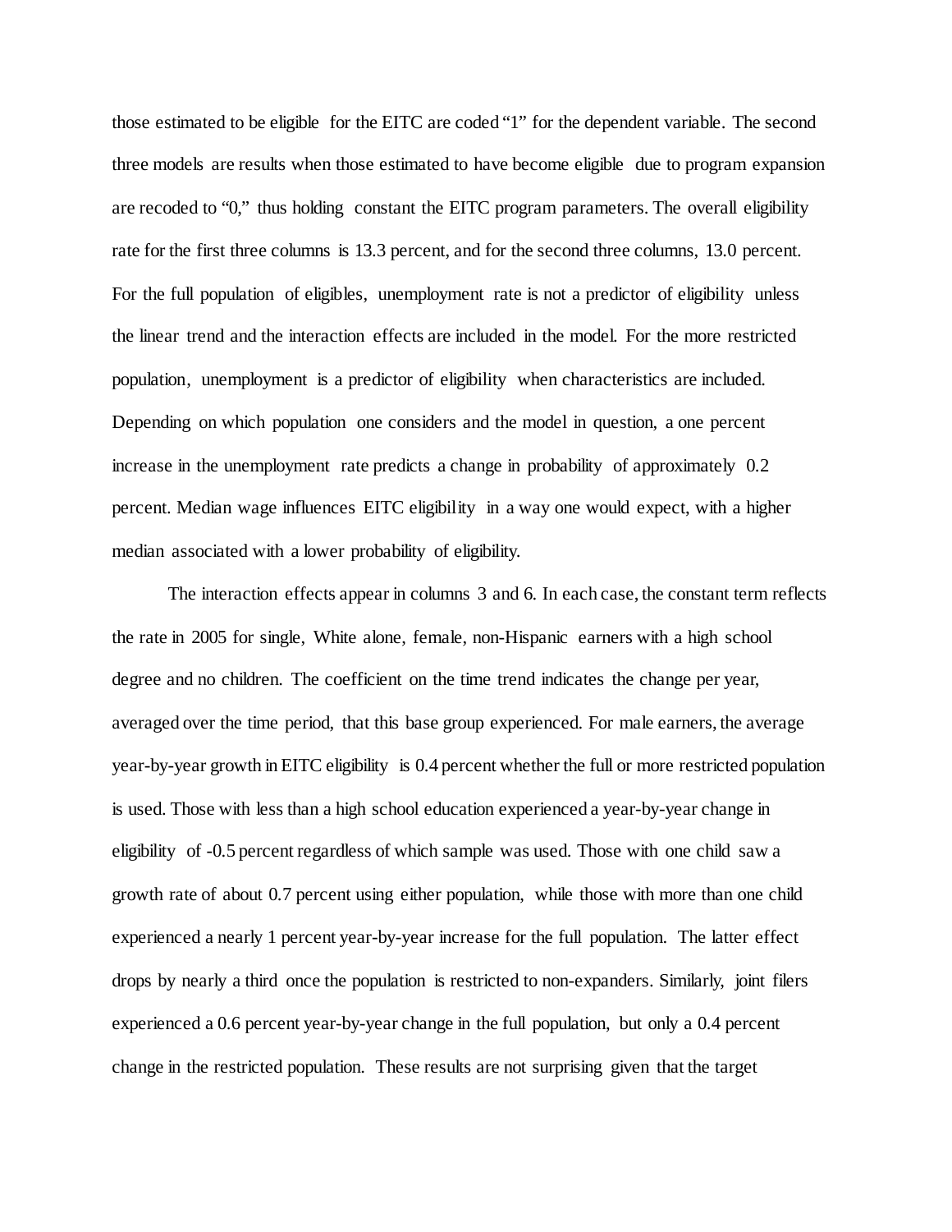those estimated to be eligible for the EITC are coded "1" for the dependent variable. The second three models are results when those estimated to have become eligible due to program expansion are recoded to "0," thus holding constant the EITC program parameters. The overall eligibility rate for the first three columns is 13.3 percent, and for the second three columns, 13.0 percent. For the full population of eligibles, unemployment rate is not a predictor of eligibility unless the linear trend and the interaction effects are included in the model. For the more restricted population, unemployment is a predictor of eligibility when characteristics are included. Depending on which population one considers and the model in question, a one percent increase in the unemployment rate predicts a change in probability of approximately 0.2 percent. Median wage influences EITC eligibility in a way one would expect, with a higher median associated with a lower probability of eligibility.

The interaction effects appear in columns 3 and 6. In each case, the constant term reflects the rate in 2005 for single, White alone, female, non-Hispanic earners with a high school degree and no children. The coefficient on the time trend indicates the change per year, averaged over the time period, that this base group experienced. For male earners, the average year-by-year growth in EITC eligibility is 0.4 percent whether the full or more restricted population is used. Those with less than a high school education experienced a year-by-year change in eligibility of -0.5 percent regardless of which sample was used. Those with one child saw a growth rate of about 0.7 percent using either population, while those with more than one child experienced a nearly 1 percent year-by-year increase for the full population. The latter effect drops by nearly a third once the population is restricted to non-expanders. Similarly, joint filers experienced a 0.6 percent year-by-year change in the full population, but only a 0.4 percent change in the restricted population. These results are not surprising given that the target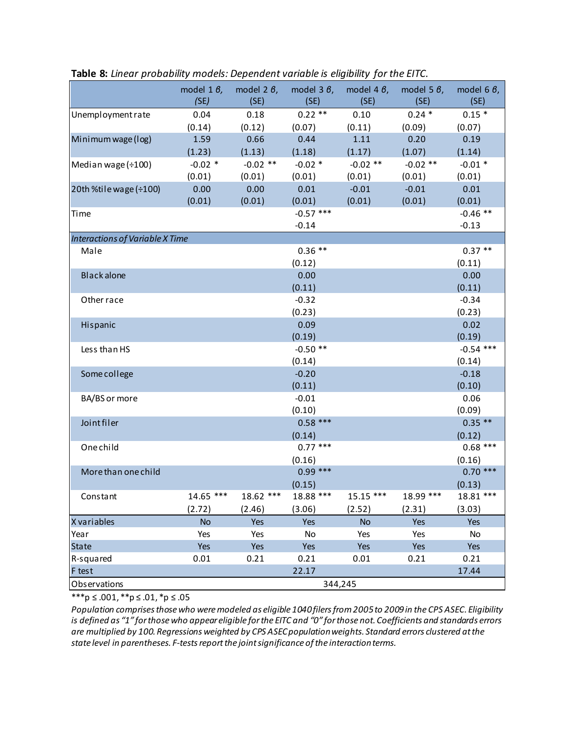**Table 8:** *Linear probability models: Dependent variable is eligibility for the EITC.*

| | model 1 β, (SE) | model 2 β, (SE) | model 3 β, (SE) | model 4 β, (SE) | model 5 β, (SE) | model 6 β, (SE) |
|---|---|---|---|---|---|---|
| Unemployment rate | 0.04 | 0.18 | 0.22 ** | 0.10 | 0.24 * | 0.15 * |
| | (0.14) | (0.12) | (0.07) | (0.11) | (0.09) | (0.07) |
| Minimum wage (log) | 1.59 | 0.66 | 0.44 | 1.11 | 0.20 | 0.19 |
| | (1.23) | (1.13) | (1.18) | (1.17) | (1.07) | (1.14) |
| Median wage (÷100) | -0.02 * | -0.02 ** | -0.02 * | -0.02 ** | -0.02 ** | -0.01 * |
| | (0.01) | (0.01) | (0.01) | (0.01) | (0.01) | (0.01) |
| 20th %tile wage (÷100) | 0.00 | 0.00 | 0.01 | -0.01 | -0.01 | 0.01 |
| | (0.01) | (0.01) | (0.01) | (0.01) | (0.01) | (0.01) |
| Time | | | -0.57 *** | | | -0.46 ** |
| | | | -0.14 | | | -0.13 |
| *Interactions of Variable X Time* | | | | | | |
| Male | | | 0.36 ** | | | 0.37 ** |
| | | | (0.12) | | | (0.11) |
| Black alone | | | 0.00 | | | 0.00 |
| | | | (0.11) | | | (0.11) |
| Other race | | | -0.32 | | | -0.34 |
| | | | (0.23) | | | (0.23) |
| Hispanic | | | 0.09 | | | 0.02 |
| | | | (0.19) | | | (0.19) |
| Less than HS | | | -0.50 ** | | | -0.54 *** |
| | | | (0.14) | | | (0.14) |
| Some college | | | -0.20 | | | -0.18 |
| | | | (0.11) | | | (0.10) |
| BA/BS or more | | | -0.01 | | | 0.06 |
| | | | (0.10) | | | (0.09) |
| Joint filer | | | 0.58 *** | | | 0.35 ** |
| | | | (0.14) | | | (0.12) |
| One child | | | 0.77 *** | | | 0.68 *** |
| | | | (0.16) | | | (0.16) |
| More than one child | | | 0.99 *** | | | 0.70 *** |
| | | | (0.15) | | | (0.13) |
| Constant | 14.65 *** | 18.62 *** | 18.88 *** | 15.15 *** | 18.99 *** | 18.81 *** |
| | (2.72) | (2.46) | (3.06) | (2.52) | (2.31) | (3.03) |
| X variables | No | Yes | Yes | No | Yes | Yes |
| Year | Yes | Yes | No | Yes | Yes | No |
| State | Yes | Yes | Yes | Yes | Yes | Yes |
| R-squared | 0.01 | 0.21 | 0.21 | 0.01 | 0.21 | 0.21 |
| F test | | | 22.17 | | | 17.44 |
| Observations | 344,245 | | | | | |

***p ≤ .001, **p ≤ .01, *p ≤ .05

*Population comprises those who were modeled as eligible 1040 filers from 2005 to 2009 in the CPS ASEC. Eligibility is defined as "1" for those who appear eligible for the EITC and "0" for those not. Coefficients and standards errors are multiplied by 100. Regressions weighted by CPS ASEC population weights. Standard errors clustered at the state level in parentheses. F-tests report the joint significance of the interaction terms.*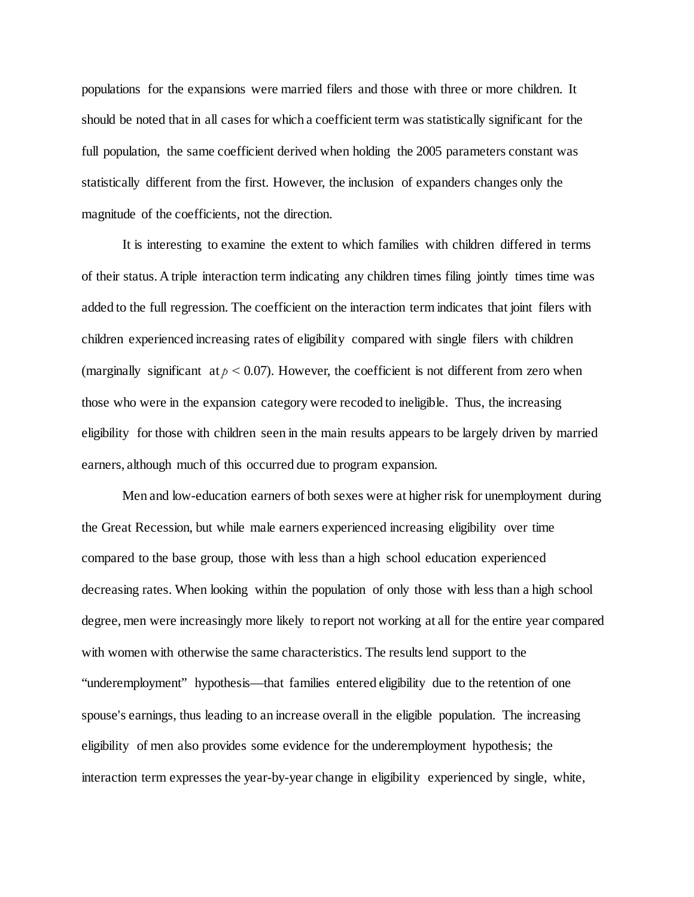populations for the expansions were married filers and those with three or more children. It should be noted that in all cases for which a coefficient term was statistically significant for the full population, the same coefficient derived when holding the 2005 parameters constant was statistically different from the first. However, the inclusion of expanders changes only the magnitude of the coefficients, not the direction.

It is interesting to examine the extent to which families with children differed in terms of their status. A triple interaction term indicating any children times filing jointly times time was added to the full regression. The coefficient on the interaction term indicates that joint filers with children experienced increasing rates of eligibility compared with single filers with children (marginally significant at $p < 0.07$). However, the coefficient is not different from zero when those who were in the expansion category were recoded to ineligible. Thus, the increasing eligibility for those with children seen in the main results appears to be largely driven by married earners, although much of this occurred due to program expansion.

Men and low-education earners of both sexes were at higher risk for unemployment during the Great Recession, but while male earners experienced increasing eligibility over time compared to the base group, those with less than a high school education experienced decreasing rates. When looking within the population of only those with less than a high school degree, men were increasingly more likely to report not working at all for the entire year compared with women with otherwise the same characteristics. The results lend support to the "underemployment" hypothesis—that families entered eligibility due to the retention of one spouse's earnings, thus leading to an increase overall in the eligible population. The increasing eligibility of men also provides some evidence for the underemployment hypothesis; the interaction term expresses the year-by-year change in eligibility experienced by single, white,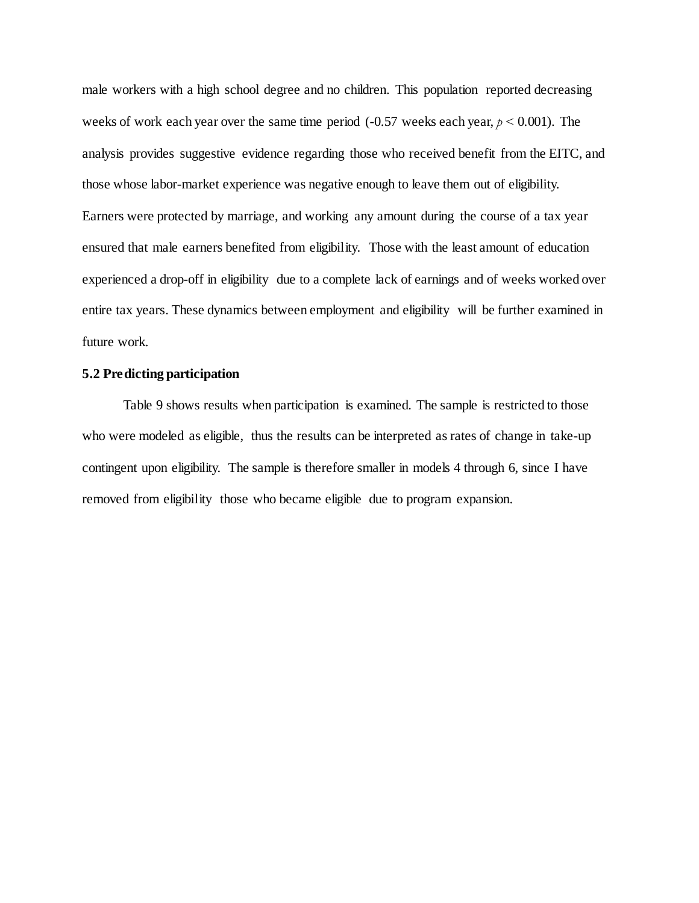male workers with a high school degree and no children. This population reported decreasing weeks of work each year over the same time period (-0.57 weeks each year, $p < 0.001$). The analysis provides suggestive evidence regarding those who received benefit from the EITC, and those whose labor-market experience was negative enough to leave them out of eligibility. Earners were protected by marriage, and working any amount during the course of a tax year ensured that male earners benefited from eligibility. Those with the least amount of education experienced a drop-off in eligibility due to a complete lack of earnings and of weeks worked over entire tax years. These dynamics between employment and eligibility will be further examined in future work.

### 5.2 Predicting participation

Table 9 shows results when participation is examined. The sample is restricted to those who were modeled as eligible, thus the results can be interpreted as rates of change in take-up contingent upon eligibility. The sample is therefore smaller in models 4 through 6, since I have removed from eligibility those who became eligible due to program expansion.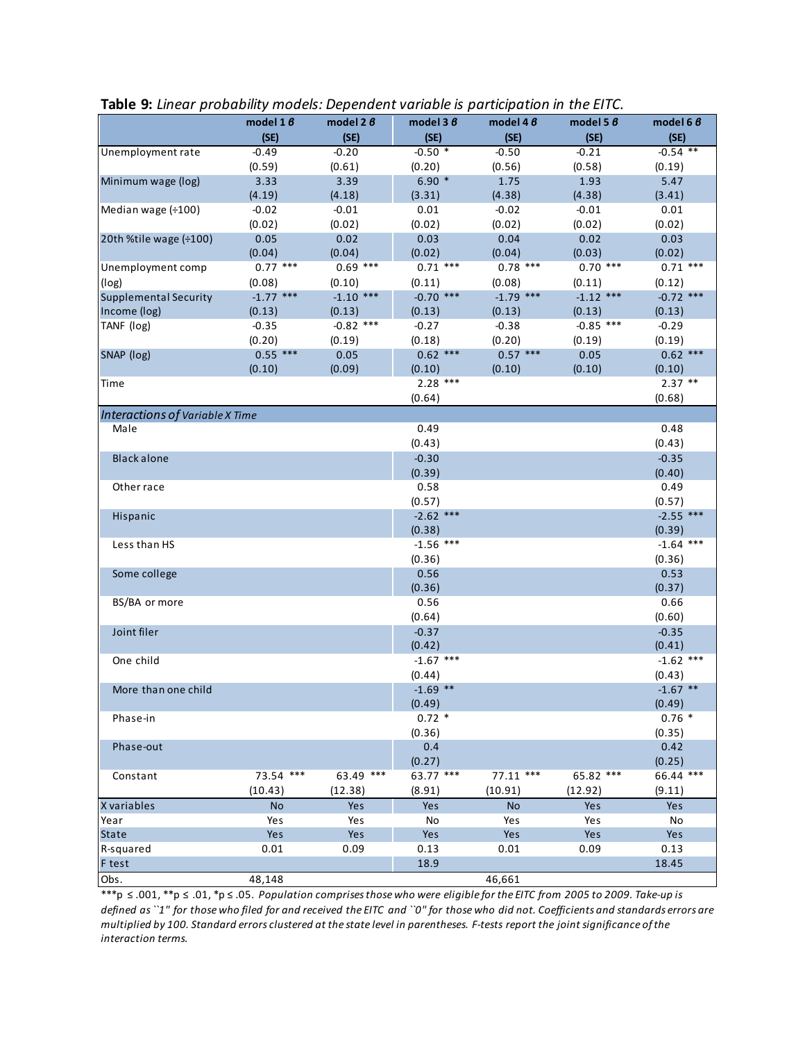**Table 9:** *Linear probability models: Dependent variable is participation in the EITC.*

| | model 1 β (SE) | model 2 β (SE) | model 3 β (SE) | model 4 β (SE) | model 5 β (SE) | model 6 β (SE) |
|---|---|---|---|---|---|---|
| Unemployment rate | -0.49 | -0.20 | -0.50 * | -0.50 | -0.21 | -0.54 ** |
| | (0.59) | (0.61) | (0.20) | (0.56) | (0.58) | (0.19) |
| Minimum wage (log) | 3.33 | 3.39 | 6.90 * | 1.75 | 1.93 | 5.47 |
| | (4.19) | (4.18) | (3.31) | (4.38) | (4.38) | (3.41) |
| Median wage (÷100) | -0.02 | -0.01 | 0.01 | -0.02 | -0.01 | 0.01 |
| | (0.02) | (0.02) | (0.02) | (0.02) | (0.02) | (0.02) |
| 20th %tile wage (÷100) | 0.05 | 0.02 | 0.03 | 0.04 | 0.02 | 0.03 |
| | (0.04) | (0.04) | (0.02) | (0.04) | (0.03) | (0.02) |
| Unemployment comp (log) | 0.77 *** | 0.69 *** | 0.71 *** | 0.78 *** | 0.70 *** | 0.71 *** |
| | (0.08) | (0.10) | (0.11) | (0.08) | (0.11) | (0.12) |
| Supplemental Security Income (log) | -1.77 *** | -1.10 *** | -0.70 *** | -1.79 *** | -1.12 *** | -0.72 *** |
| | (0.13) | (0.13) | (0.13) | (0.13) | (0.13) | (0.13) |
| TANF (log) | -0.35 | -0.82 *** | -0.27 | -0.38 | -0.85 *** | -0.29 |
| | (0.20) | (0.19) | (0.18) | (0.20) | (0.19) | (0.19) |
| SNAP (log) | 0.55 *** | 0.05 | 0.62 *** | 0.57 *** | 0.05 | 0.62 *** |
| | (0.10) | (0.09) | (0.10) | (0.10) | (0.10) | (0.10) |
| Time | | | 2.28 *** | | | 2.37 ** |
| | | | (0.64) | | | (0.68) |
| *Interactions of Variable X Time* | | | | | | |
| Male | | | 0.49 | | | 0.48 |
| | | | (0.43) | | | (0.43) |
| Black alone | | | -0.30 | | | -0.35 |
| | | | (0.39) | | | (0.40) |
| Other race | | | 0.58 | | | 0.49 |
| | | | (0.57) | | | (0.57) |
| Hispanic | | | -2.62 *** | | | -2.55 *** |
| | | | (0.38) | | | (0.39) |
| Less than HS | | | -1.56 *** | | | -1.64 *** |
| | | | (0.36) | | | (0.36) |
| Some college | | | 0.56 | | | 0.53 |
| | | | (0.36) | | | (0.37) |
| BS/BA or more | | | 0.56 | | | 0.66 |
| | | | (0.64) | | | (0.60) |
| Joint filer | | | -0.37 | | | -0.35 |
| | | | (0.42) | | | (0.41) |
| One child | | | -1.67 *** | | | -1.62 *** |
| | | | (0.44) | | | (0.43) |
| More than one child | | | -1.69 ** | | | -1.67 ** |
| | | | (0.49) | | | (0.49) |
| Phase-in | | | 0.72 * | | | 0.76 * |
| | | | (0.36) | | | (0.35) |
| Phase-out | | | 0.4 | | | 0.42 |
| | | | (0.27) | | | (0.25) |
| Constant | 73.54 *** | 63.49 *** | 63.77 *** | 77.11 *** | 65.82 *** | 66.44 *** |
| | (10.43) | (12.38) | (8.91) | (10.91) | (12.92) | (9.11) |
| X variables | No | Yes | Yes | No | Yes | Yes |
| Year | Yes | Yes | No | Yes | Yes | No |
| State | Yes | Yes | Yes | Yes | Yes | Yes |
| R-squared | 0.01 | 0.09 | 0.13 | 0.01 | 0.09 | 0.13 |
| F test | | | 18.9 | | | 18.45 |
| Obs. | 48,148 | | | 46,661 | | |

***p ≤ .001, **p ≤ .01, *p ≤ .05. *Population comprises those who were eligible for the EITC from 2005 to 2009. Take-up is defined as "1" for those who filed for and received the EITC and "0" for those who did not. Coefficients and standards errors are multiplied by 100. Standard errors clustered at the state level in parentheses. F-tests report the joint significance of the interaction terms.*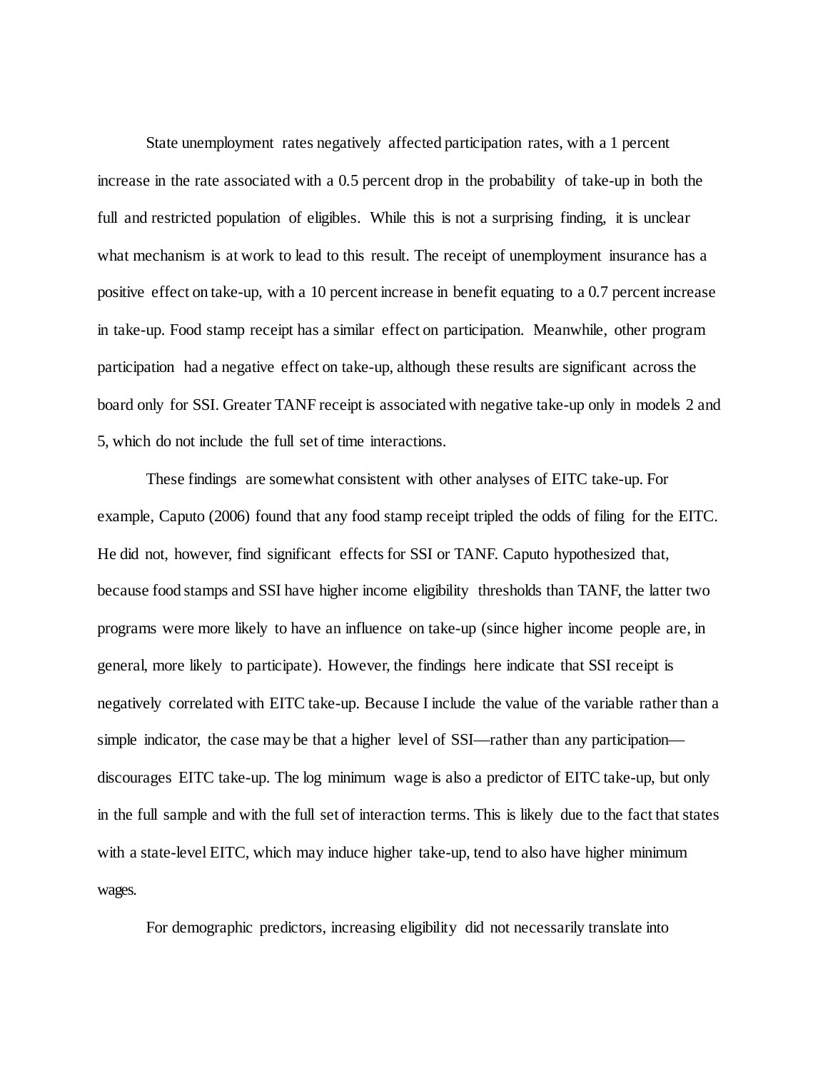State unemployment rates negatively affected participation rates, with a 1 percent increase in the rate associated with a 0.5 percent drop in the probability of take-up in both the full and restricted population of eligibles. While this is not a surprising finding, it is unclear what mechanism is at work to lead to this result. The receipt of unemployment insurance has a positive effect on take-up, with a 10 percent increase in benefit equating to a 0.7 percent increase in take-up. Food stamp receipt has a similar effect on participation. Meanwhile, other program participation had a negative effect on take-up, although these results are significant across the board only for SSI. Greater TANF receipt is associated with negative take-up only in models 2 and 5, which do not include the full set of time interactions.

These findings are somewhat consistent with other analyses of EITC take-up. For example, Caputo (2006) found that any food stamp receipt tripled the odds of filing for the EITC. He did not, however, find significant effects for SSI or TANF. Caputo hypothesized that, because food stamps and SSI have higher income eligibility thresholds than TANF, the latter two programs were more likely to have an influence on take-up (since higher income people are, in general, more likely to participate). However, the findings here indicate that SSI receipt is negatively correlated with EITC take-up. Because I include the value of the variable rather than a simple indicator, the case may be that a higher level of SSI—rather than any participation—discourages EITC take-up. The log minimum wage is also a predictor of EITC take-up, but only in the full sample and with the full set of interaction terms. This is likely due to the fact that states with a state-level EITC, which may induce higher take-up, tend to also have higher minimum wages.

For demographic predictors, increasing eligibility did not necessarily translate into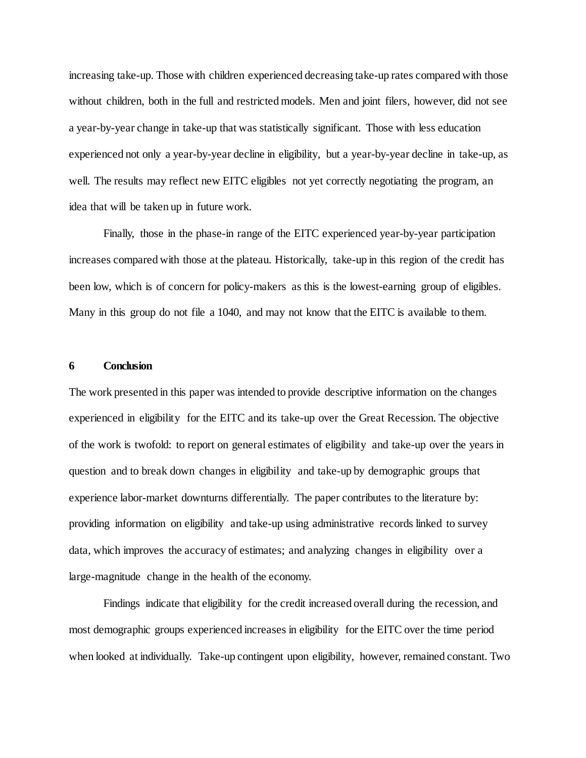increasing take-up. Those with children experienced decreasing take-up rates compared with those without children, both in the full and restricted models. Men and joint filers, however, did not see a year-by-year change in take-up that was statistically significant. Those with less education experienced not only a year-by-year decline in eligibility, but a year-by-year decline in take-up, as well. The results may reflect new EITC eligibles not yet correctly negotiating the program, an idea that will be taken up in future work.

Finally, those in the phase-in range of the EITC experienced year-by-year participation increases compared with those at the plateau. Historically, take-up in this region of the credit has been low, which is of concern for policy-makers as this is the lowest-earning group of eligibles. Many in this group do not file a 1040, and may not know that the EITC is available to them.

## 6 Conclusion

The work presented in this paper was intended to provide descriptive information on the changes experienced in eligibility for the EITC and its take-up over the Great Recession. The objective of the work is twofold: to report on general estimates of eligibility and take-up over the years in question and to break down changes in eligibility and take-up by demographic groups that experience labor-market downturns differentially. The paper contributes to the literature by: providing information on eligibility and take-up using administrative records linked to survey data, which improves the accuracy of estimates; and analyzing changes in eligibility over a large-magnitude change in the health of the economy.

Findings indicate that eligibility for the credit increased overall during the recession, and most demographic groups experienced increases in eligibility for the EITC over the time period when looked at individually. Take-up contingent upon eligibility, however, remained constant. Two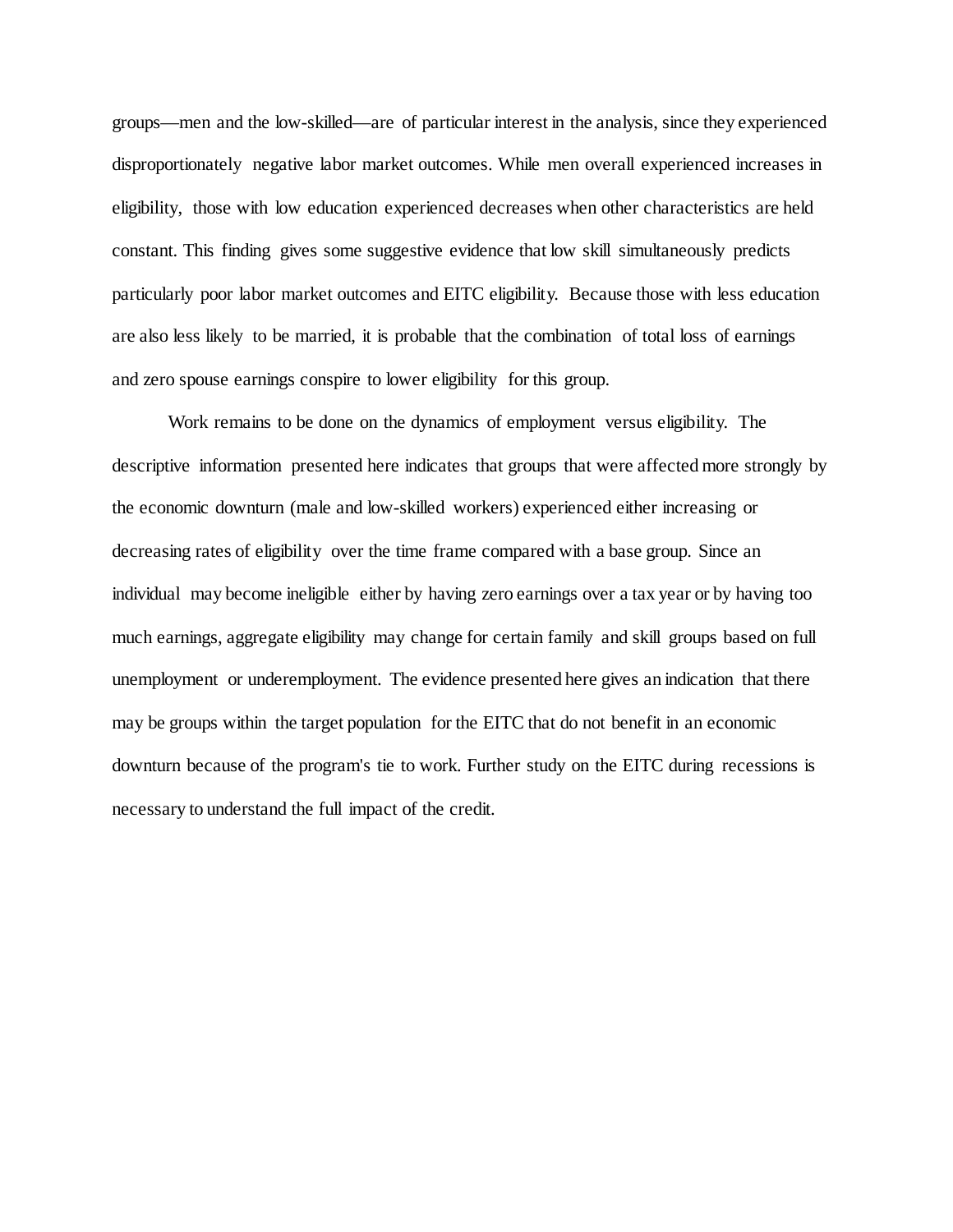groups—men and the low-skilled—are of particular interest in the analysis, since they experienced disproportionately negative labor market outcomes. While men overall experienced increases in eligibility, those with low education experienced decreases when other characteristics are held constant. This finding gives some suggestive evidence that low skill simultaneously predicts particularly poor labor market outcomes and EITC eligibility. Because those with less education are also less likely to be married, it is probable that the combination of total loss of earnings and zero spouse earnings conspire to lower eligibility for this group.

Work remains to be done on the dynamics of employment versus eligibility. The descriptive information presented here indicates that groups that were affected more strongly by the economic downturn (male and low-skilled workers) experienced either increasing or decreasing rates of eligibility over the time frame compared with a base group. Since an individual may become ineligible either by having zero earnings over a tax year or by having too much earnings, aggregate eligibility may change for certain family and skill groups based on full unemployment or underemployment. The evidence presented here gives an indication that there may be groups within the target population for the EITC that do not benefit in an economic downturn because of the program's tie to work. Further study on the EITC during recessions is necessary to understand the full impact of the credit.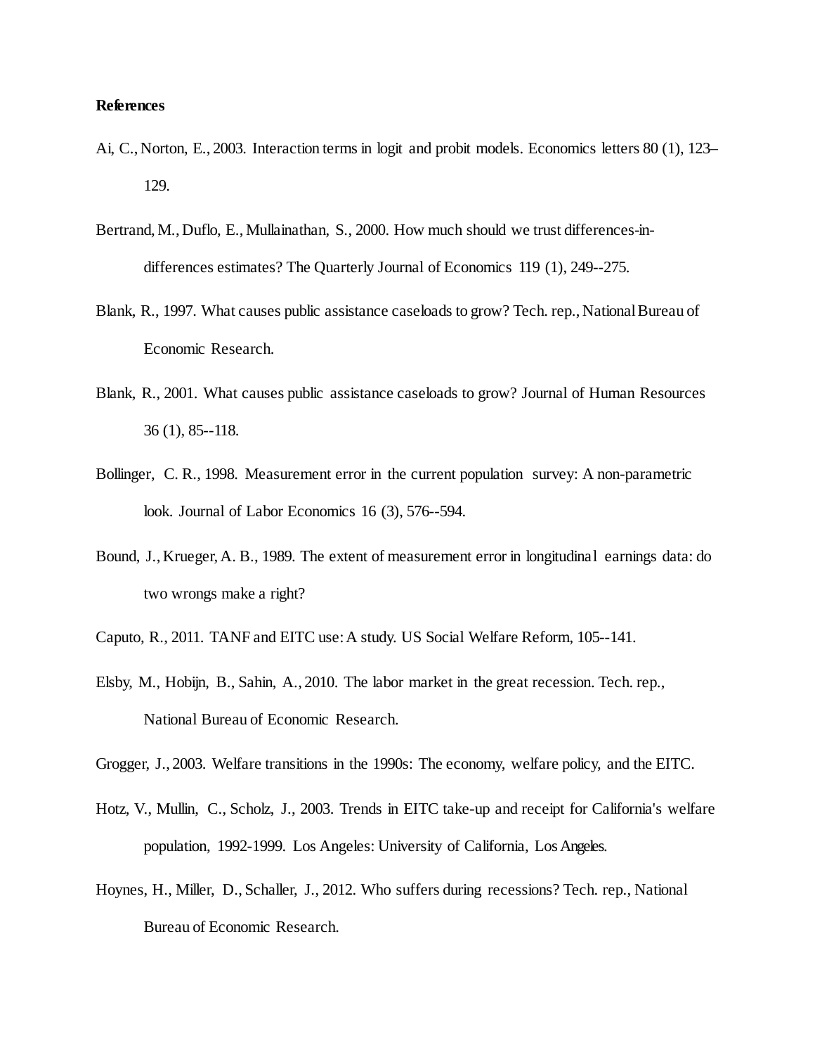**References**

Ai, C., Norton, E., 2003. Interaction terms in logit and probit models. Economics letters 80 (1), 123–129.

Bertrand, M., Duflo, E., Mullainathan, S., 2000. How much should we trust differences-in-differences estimates? The Quarterly Journal of Economics 119 (1), 249--275.

Blank, R., 1997. What causes public assistance caseloads to grow? Tech. rep., National Bureau of Economic Research.

Blank, R., 2001. What causes public assistance caseloads to grow? Journal of Human Resources 36 (1), 85--118.

Bollinger, C. R., 1998. Measurement error in the current population survey: A non-parametric look. Journal of Labor Economics 16 (3), 576--594.

Bound, J., Krueger, A. B., 1989. The extent of measurement error in longitudinal earnings data: do two wrongs make a right?

Caputo, R., 2011. TANF and EITC use: A study. US Social Welfare Reform, 105--141.

Elsby, M., Hobijn, B., Sahin, A., 2010. The labor market in the great recession. Tech. rep., National Bureau of Economic Research.

Grogger, J., 2003. Welfare transitions in the 1990s: The economy, welfare policy, and the EITC.

Hotz, V., Mullin, C., Scholz, J., 2003. Trends in EITC take-up and receipt for California's welfare population, 1992-1999. Los Angeles: University of California, Los Angeles.

Hoynes, H., Miller, D., Schaller, J., 2012. Who suffers during recessions? Tech. rep., National Bureau of Economic Research.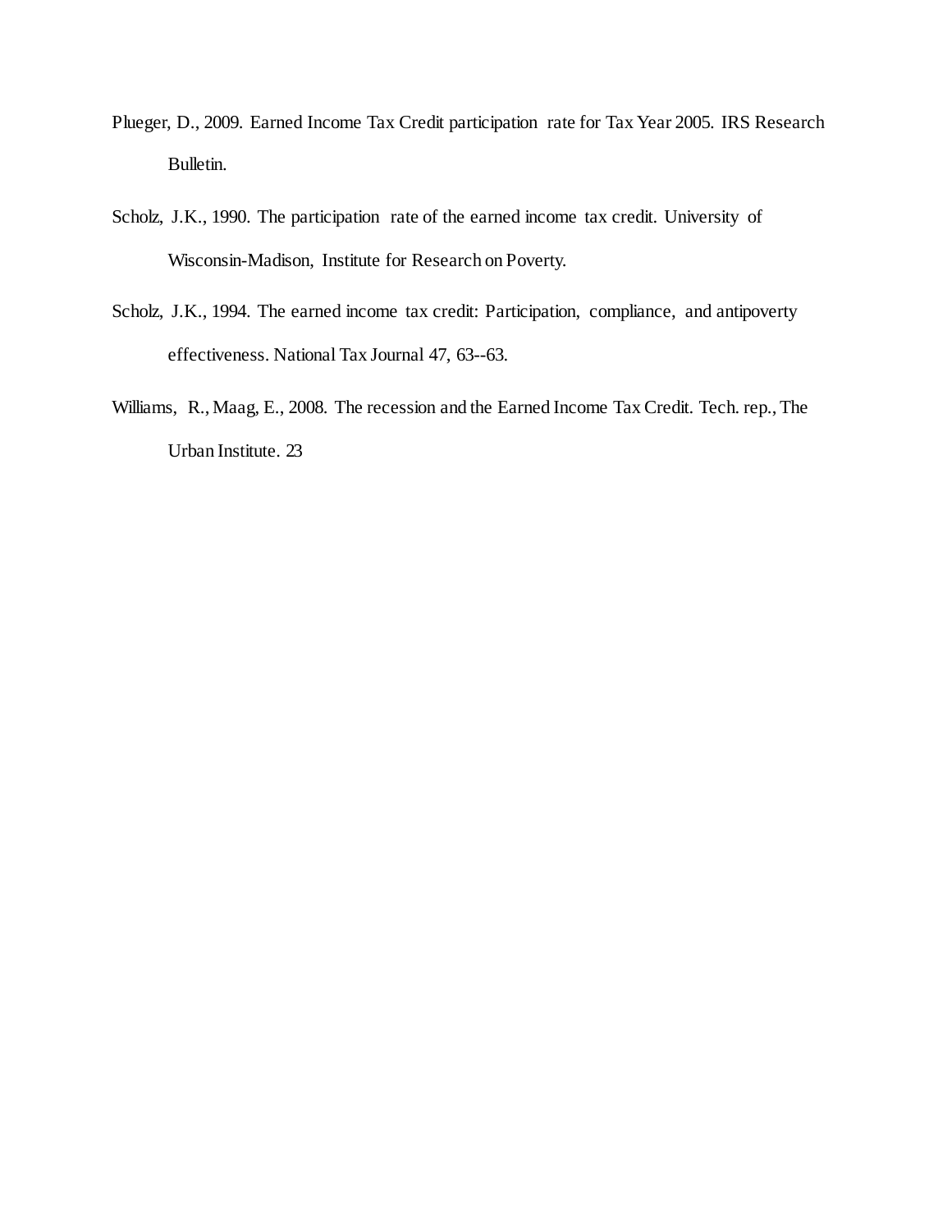Plueger, D., 2009. Earned Income Tax Credit participation rate for Tax Year 2005. IRS Research Bulletin.

Scholz, J.K., 1990. The participation rate of the earned income tax credit. University of Wisconsin-Madison, Institute for Research on Poverty.

Scholz, J.K., 1994. The earned income tax credit: Participation, compliance, and antipoverty effectiveness. National Tax Journal 47, 63--63.

Williams, R., Maag, E., 2008. The recession and the Earned Income Tax Credit. Tech. rep., The Urban Institute.